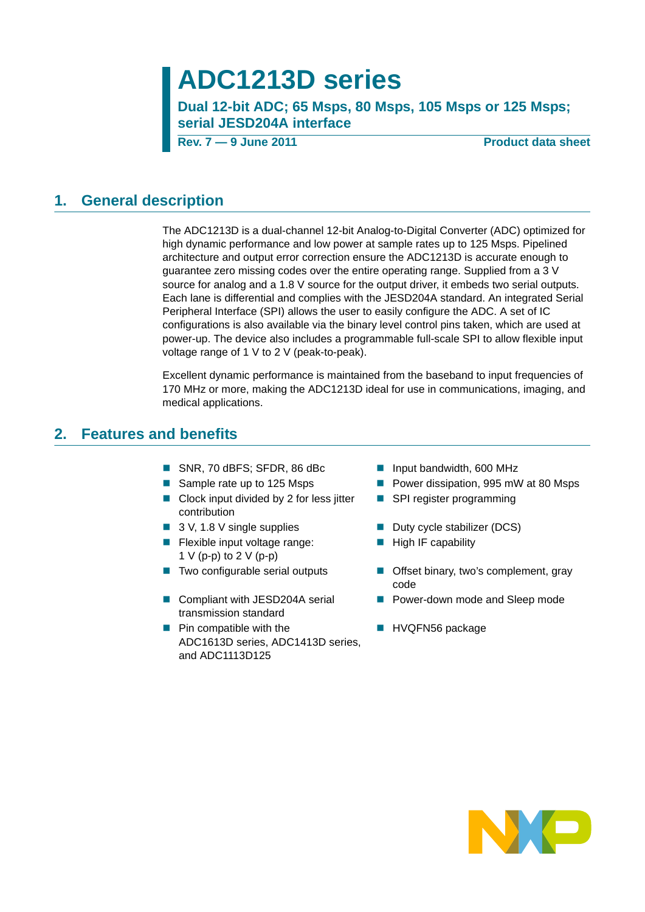# ADC1213D series

**Dual 12-bit ADC; 65 Msps, 80 Msps, 105 Msps or 125 Msps; serial JESD204A interface**

**Rev. 7 — 9 June 2011** **Product data sheet**

## 1. General description

The ADC1213D is a dual-channel 12-bit Analog-to-Digital Converter (ADC) optimized for high dynamic performance and low power at sample rates up to 125 Msps. Pipelined architecture and output error correction ensure the ADC1213D is accurate enough to guarantee zero missing codes over the entire operating range. Supplied from a 3 V source for analog and a 1.8 V source for the output driver, it embeds two serial outputs. Each lane is differential and complies with the JESD204A standard. An integrated Serial Peripheral Interface (SPI) allows the user to easily configure the ADC. A set of IC configurations is also available via the binary level control pins taken, which are used at power-up. The device also includes a programmable full-scale SPI to allow flexible input voltage range of 1 V to 2 V (peak-to-peak).

Excellent dynamic performance is maintained from the baseband to input frequencies of 170 MHz or more, making the ADC1213D ideal for use in communications, imaging, and medical applications.

## 2. Features and benefits

- SNR, 70 dBFS; SFDR, 86 dBc
- Sample rate up to 125 Msps
- Clock input divided by 2 for less jitter contribution
- 3 V, 1.8 V single supplies
- Flexible input voltage range: 1 V (p-p) to 2 V (p-p)
- Two configurable serial outputs
- Compliant with JESD204A serial transmission standard
- Pin compatible with the ADC1613D series, ADC1413D series, and ADC1113D125
- Input bandwidth, 600 MHz
- Power dissipation, 995 mW at 80 Msps
- SPI register programming
- Duty cycle stabilizer (DCS)
- High IF capability
- Offset binary, two's complement, gray code
- Power-down mode and Sleep mode
- HVQFN56 package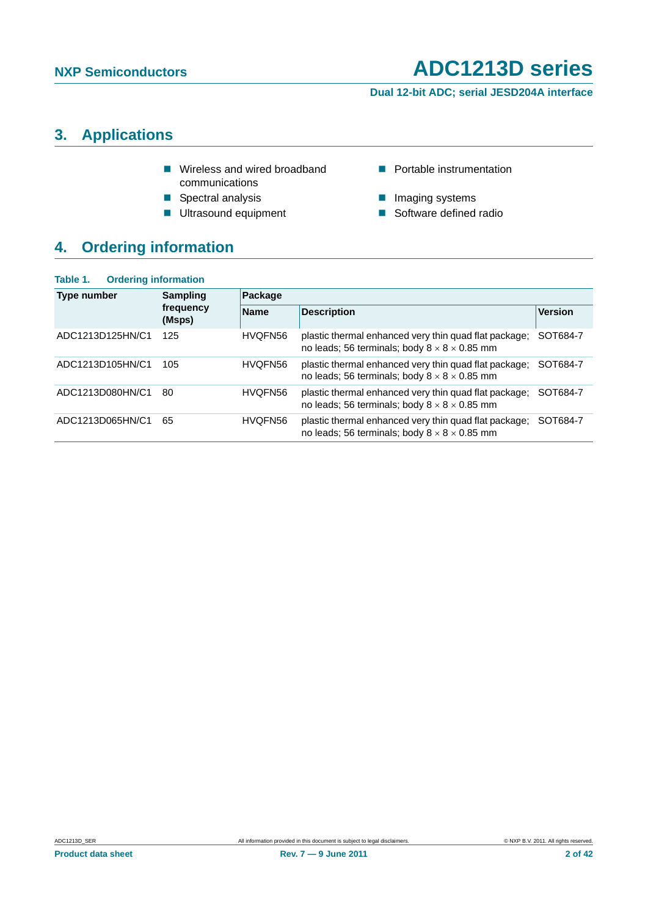## 3. Applications

- Wireless and wired broadband communications
- Spectral analysis
- Ultrasound equipment
- Portable instrumentation
- Imaging systems
- Software defined radio

## 4. Ordering information

**Table 1. Ordering information**

| Type number | Sampling frequency (Msps) | Package | | |
|---|---|---|---|---|
| | | Name | Description | Version |
| ADC1213D125HN/C1 | 125 | HVQFN56 | plastic thermal enhanced very thin quad flat package; no leads; 56 terminals; body 8 × 8 × 0.85 mm | SOT684-7 |
| ADC1213D105HN/C1 | 105 | HVQFN56 | plastic thermal enhanced very thin quad flat package; no leads; 56 terminals; body 8 × 8 × 0.85 mm | SOT684-7 |
| ADC1213D080HN/C1 | 80 | HVQFN56 | plastic thermal enhanced very thin quad flat package; no leads; 56 terminals; body 8 × 8 × 0.85 mm | SOT684-7 |
| ADC1213D065HN/C1 | 65 | HVQFN56 | plastic thermal enhanced very thin quad flat package; no leads; 56 terminals; body 8 × 8 × 0.85 mm | SOT684-7 |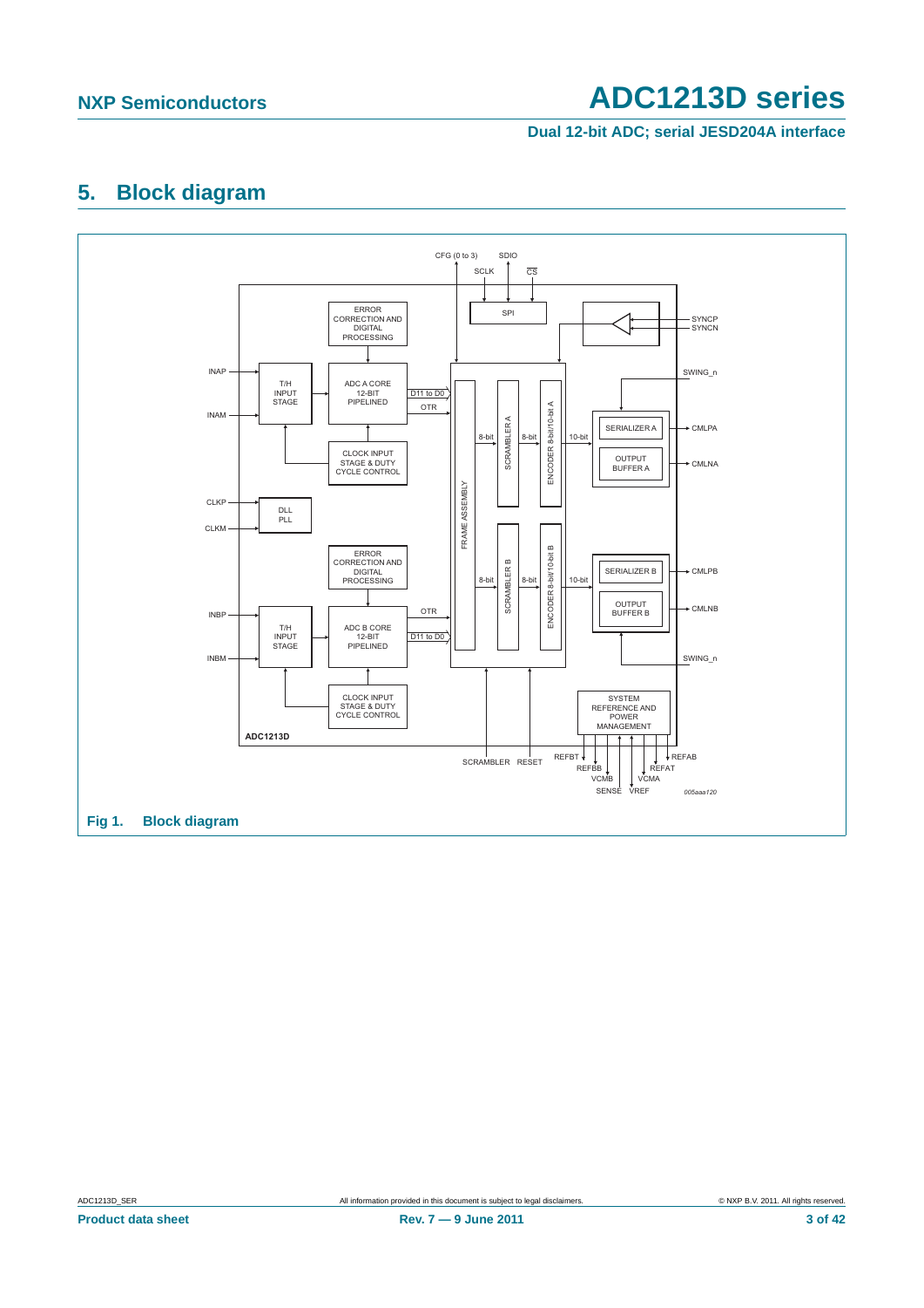## 5. Block diagram

CFG (0 to 3)
SDIO
SCLK
CS
SPI
SYNCP
SYNCN
ERROR CORRECTION AND DIGITAL PROCESSING
INAP
T/H INPUT STAGE
ADC A CORE 12-BIT PIPELINED
D11 to D0
OTR
INAM
CLOCK INPUT STAGE & DUTY CYCLE CONTROL
SWING_n
SCRAMBLER A
ENCODER 8-bit/10-bit A
8-bit
8-bit
10-bit
SERIALIZER A
CMLPA
OUTPUT BUFFER A
CMLNA
CLKP
DLL PLL
CLKM
FRAME ASSEMBLY
ERROR CORRECTION AND DIGITAL PROCESSING
SCRAMBLER B
ENCODER 8-bit/10-bit B
8-bit
8-bit
10-bit
SERIALIZER B
CMLPB
OUTPUT BUFFER B
CMLNB
INBP
T/H INPUT STAGE
ADC B CORE 12-BIT PIPELINED
OTR
D11 to D0
INBM
SWING_n
CLOCK INPUT STAGE & DUTY CYCLE CONTROL
SYSTEM REFERENCE AND POWER MANAGEMENT
ADC1213D
SCRAMBLER
RESET
REFBT
REFBB
VCMB
SENSE
VREF
VCMA
REFAT
REFAB
005aaa120

**Fig 1. Block diagram**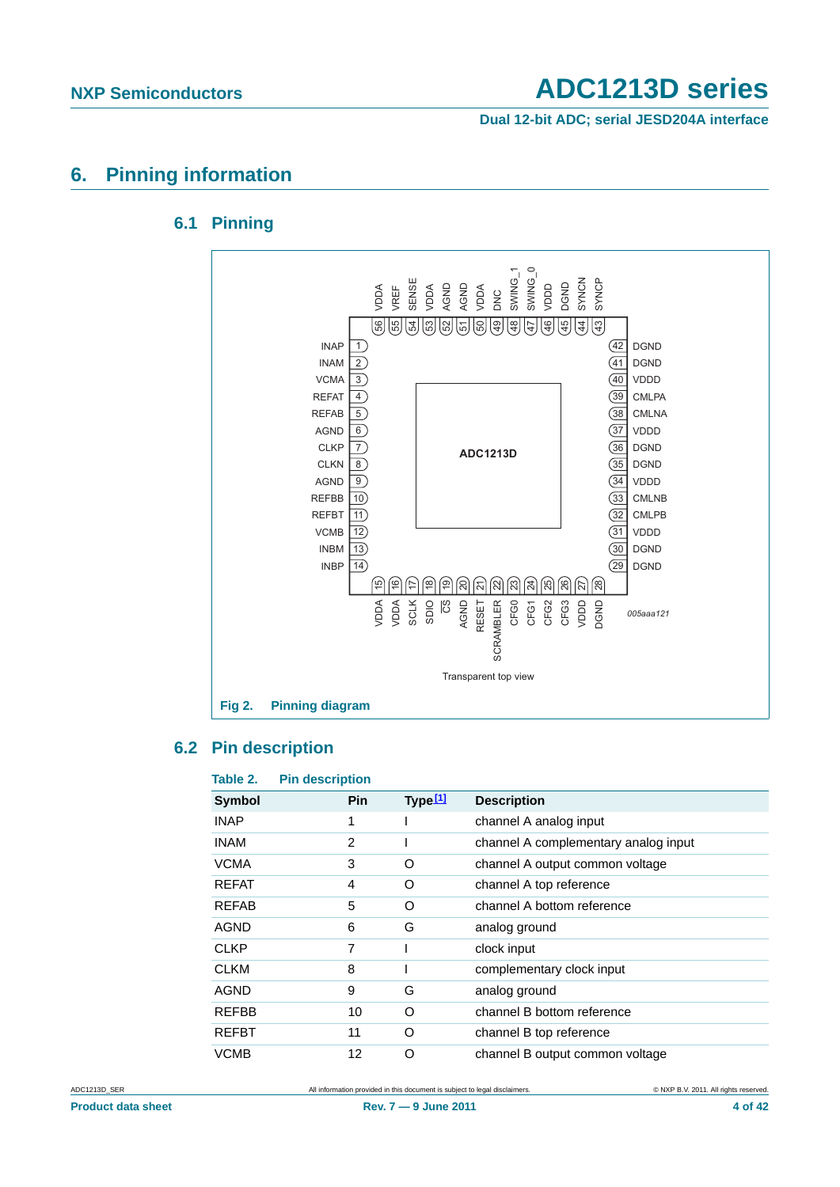## 6. Pinning information

### 6.1 Pinning

VDDA 56
VREF 55
SENSE 54
VDDA 53
AGND 52
AGND 51
VDDA 50
DNC 49
SWING_1 48
SWING_0 47
VDDD 46
DGND 45
SYNCN 44
SYNCP 43

INAP 1
INAM 2
VCMA 3
REFAT 4
REFAB 5
AGND 6
CLKP 7
CLKN 8
AGND 9
REFBB 10
REFBT 11
VCMB 12
INBM 13
INBP 14

ADC1213D

42 DGND
41 DGND
40 VDDD
39 CMLPA
38 CMLNA
37 VDDD
36 DGND
35 DGND
34 VDDD
33 CMLNB
32 CMLPB
31 VDDD
30 DGND
29 DGND

15 VDDA
16 VDDA
17 SCLK
18 SDIO
19 CS
20 AGND
21 RESET
22 SCRAMBLER
23 CFG0
24 CFG1
25 CFG2
26 CFG3
27 VDDD
28 DGND

005aaa121

Transparent top view

Fig 2. Pinning diagram

### 6.2 Pin description

Table 2. Pin description

| Symbol | Pin | Type[1] | Description |
|---|---|---|---|
| INAP | 1 | I | channel A analog input |
| INAM | 2 | I | channel A complementary analog input |
| VCMA | 3 | O | channel A output common voltage |
| REFAT | 4 | O | channel A top reference |
| REFAB | 5 | O | channel A bottom reference |
| AGND | 6 | G | analog ground |
| CLKP | 7 | I | clock input |
| CLKM | 8 | I | complementary clock input |
| AGND | 9 | G | analog ground |
| REFBB | 10 | O | channel B bottom reference |
| REFBT | 11 | O | channel B top reference |
| VCMB | 12 | O | channel B output common voltage |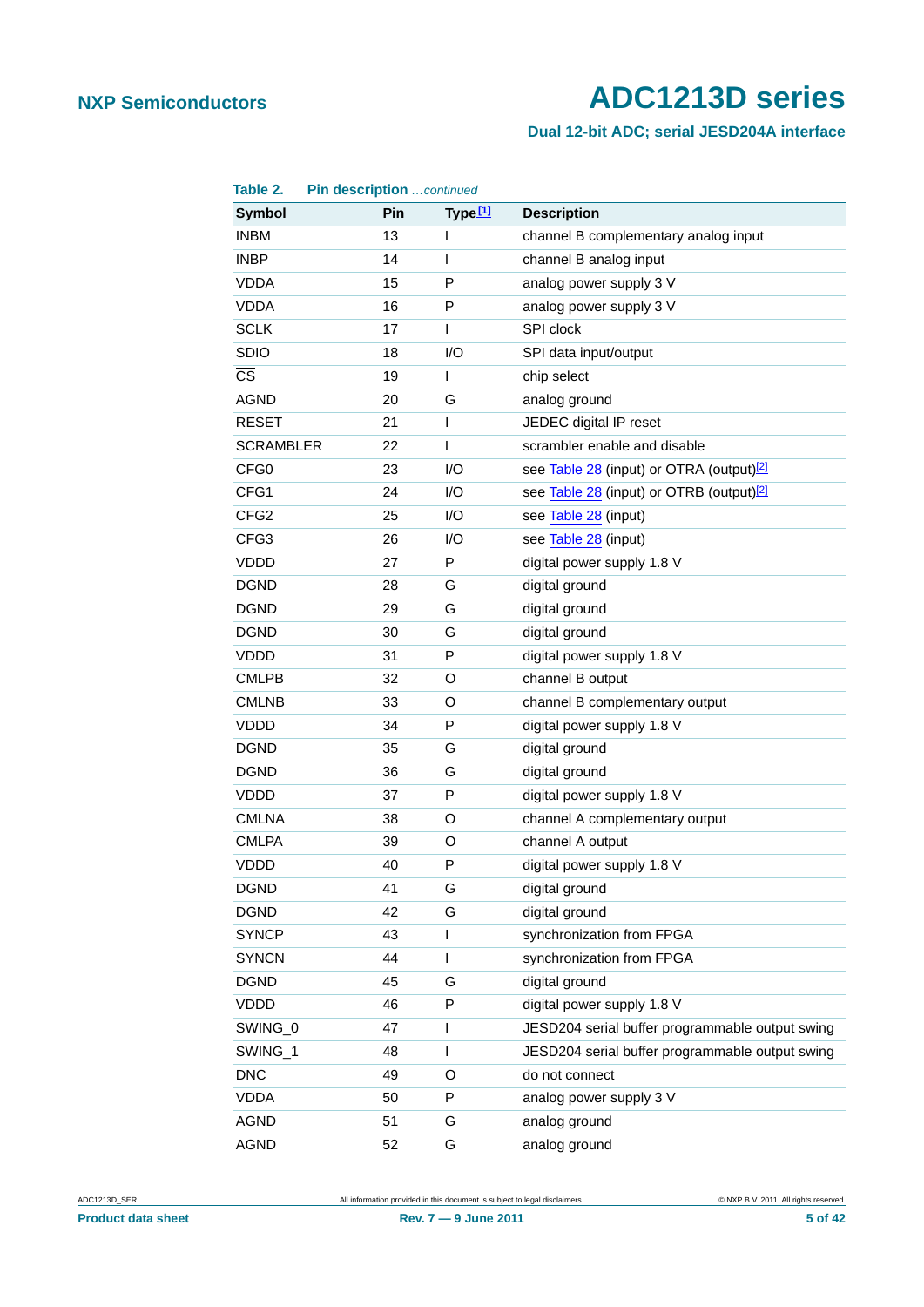**Table 2. Pin description** *...continued*

| Symbol | Pin | Type[1] | Description |
|---|---|---|---|
| INBM | 13 | I | channel B complementary analog input |
| INBP | 14 | I | channel B analog input |
| VDDA | 15 | P | analog power supply 3 V |
| VDDA | 16 | P | analog power supply 3 V |
| SCLK | 17 | I | SPI clock |
| SDIO | 18 | I/O | SPI data input/output |
| $\overline{CS}$ | 19 | I | chip select |
| AGND | 20 | G | analog ground |
| RESET | 21 | I | JEDEC digital IP reset |
| SCRAMBLER | 22 | I | scrambler enable and disable |
| CFG0 | 23 | I/O | see Table 28 (input) or OTRA (output)[2] |
| CFG1 | 24 | I/O | see Table 28 (input) or OTRB (output)[2] |
| CFG2 | 25 | I/O | see Table 28 (input) |
| CFG3 | 26 | I/O | see Table 28 (input) |
| VDDD | 27 | P | digital power supply 1.8 V |
| DGND | 28 | G | digital ground |
| DGND | 29 | G | digital ground |
| DGND | 30 | G | digital ground |
| VDDD | 31 | P | digital power supply 1.8 V |
| CMLPB | 32 | O | channel B output |
| CMLNB | 33 | O | channel B complementary output |
| VDDD | 34 | P | digital power supply 1.8 V |
| DGND | 35 | G | digital ground |
| DGND | 36 | G | digital ground |
| VDDD | 37 | P | digital power supply 1.8 V |
| CMLNA | 38 | O | channel A complementary output |
| CMLPA | 39 | O | channel A output |
| VDDD | 40 | P | digital power supply 1.8 V |
| DGND | 41 | G | digital ground |
| DGND | 42 | G | digital ground |
| SYNCP | 43 | I | synchronization from FPGA |
| SYNCN | 44 | I | synchronization from FPGA |
| DGND | 45 | G | digital ground |
| VDDD | 46 | P | digital power supply 1.8 V |
| SWING_0 | 47 | I | JESD204 serial buffer programmable output swing |
| SWING_1 | 48 | I | JESD204 serial buffer programmable output swing |
| DNC | 49 | O | do not connect |
| VDDA | 50 | P | analog power supply 3 V |
| AGND | 51 | G | analog ground |
| AGND | 52 | G | analog ground |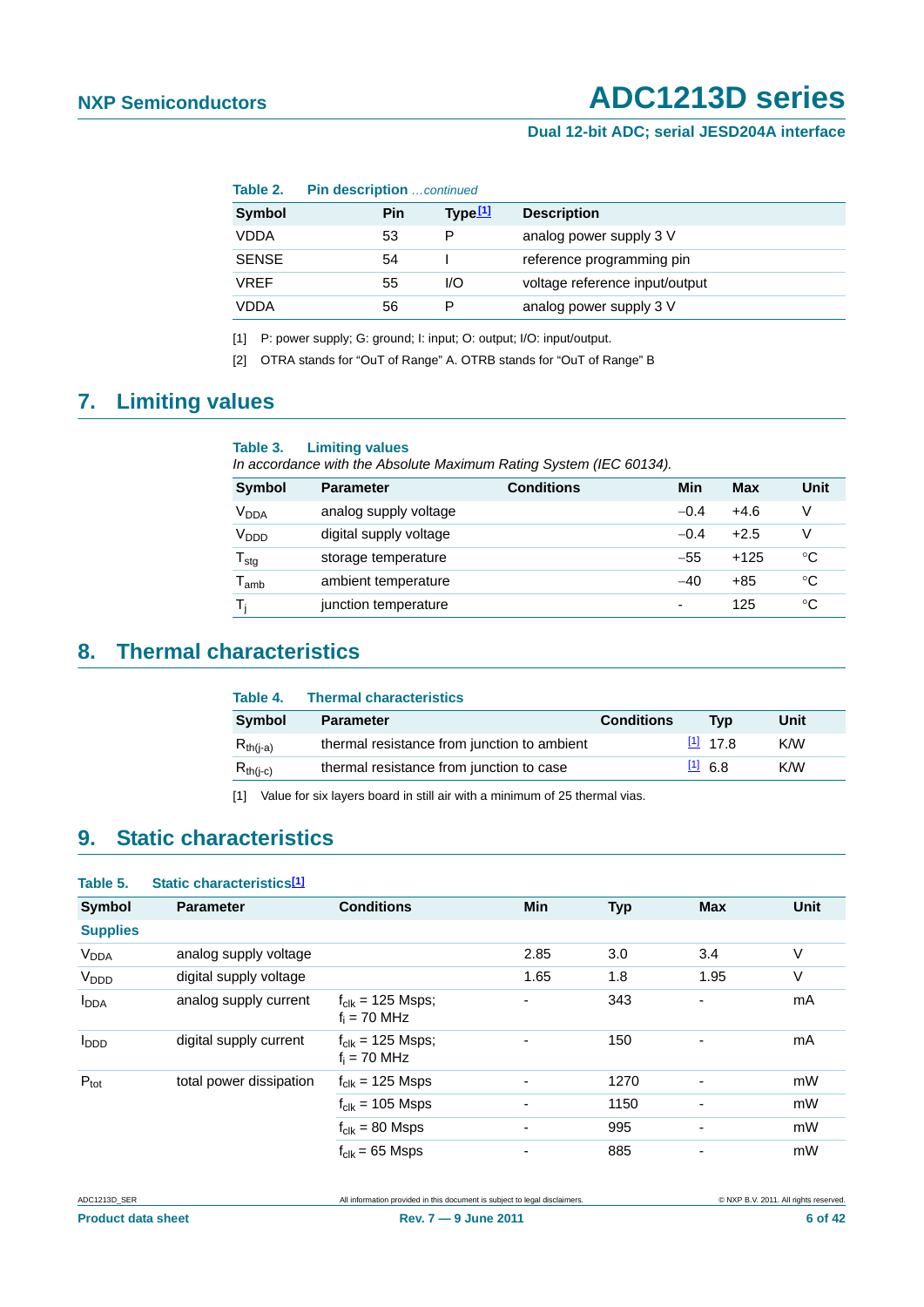**Table 2. Pin description** *...continued*

| Symbol | Pin | Type[1] | Description |
|---|---|---|---|
| VDDA | 53 | P | analog power supply 3 V |
| SENSE | 54 | I | reference programming pin |
| VREF | 55 | I/O | voltage reference input/output |
| VDDA | 56 | P | analog power supply 3 V |

[1] P: power supply; G: ground; I: input; O: output; I/O: input/output.

[2] OTRA stands for “OuT of Range” A. OTRB stands for “OuT of Range” B

## 7. Limiting values

**Table 3. Limiting values**

*In accordance with the Absolute Maximum Rating System (IEC 60134).*

| Symbol | Parameter | Conditions | Min | Max | Unit |
|---|---|---|---|---|---|
| $V_{DDA}$ | analog supply voltage | | −0.4 | +4.6 | V |
| $V_{DDD}$ | digital supply voltage | | −0.4 | +2.5 | V |
| $T_{stg}$ | storage temperature | | −55 | +125 | °C |
| $T_{amb}$ | ambient temperature | | −40 | +85 | °C |
| $T_j$ | junction temperature | | - | 125 | °C |

## 8. Thermal characteristics

**Table 4. Thermal characteristics**

| Symbol | Parameter | Conditions | Typ | Unit |
|---|---|---|---|---|
| $R_{th(j-a)}$ | thermal resistance from junction to ambient | [1] | 17.8 | K/W |
| $R_{th(j-c)}$ | thermal resistance from junction to case | [1] | 6.8 | K/W |

[1] Value for six layers board in still air with a minimum of 25 thermal vias.

## 9. Static characteristics

**Table 5. Static characteristics[1]**

| Symbol | Parameter | Conditions | Min | Typ | Max | Unit |
|---|---|---|---|---|---|---|
| **Supplies** | | | | | | |
| $V_{DDA}$ | analog supply voltage | | 2.85 | 3.0 | 3.4 | V |
| $V_{DDD}$ | digital supply voltage | | 1.65 | 1.8 | 1.95 | V |
| $I_{DDA}$ | analog supply current | $f_{clk}$ = 125 Msps; $f_i$ = 70 MHz | - | 343 | - | mA |
| $I_{DDD}$ | digital supply current | $f_{clk}$ = 125 Msps; $f_i$ = 70 MHz | - | 150 | - | mA |
| $P_{tot}$ | total power dissipation | $f_{clk}$ = 125 Msps | - | 1270 | - | mW |
| | | $f_{clk}$ = 105 Msps | - | 1150 | - | mW |
| | | $f_{clk}$ = 80 Msps | - | 995 | - | mW |
| | | $f_{clk}$ = 65 Msps | - | 885 | - | mW |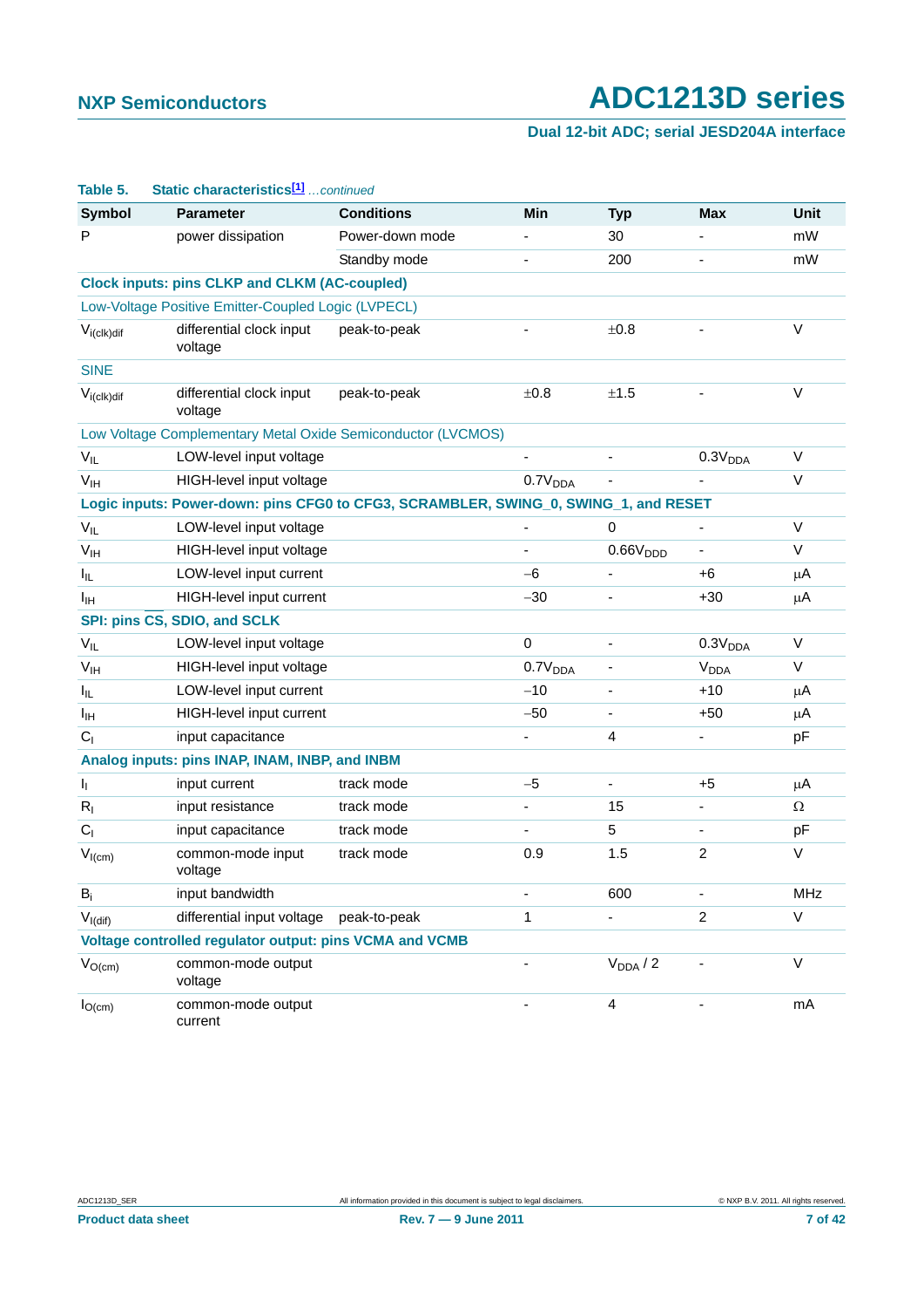**Table 5. Static characteristics[1]** *...continued*

| Symbol | Parameter | Conditions | Min | Typ | Max | Unit |
|---|---|---|---|---|---|---|
| P | power dissipation | Power-down mode | - | 30 | - | mW |
| | | Standby mode | - | 200 | - | mW |
| **Clock inputs: pins CLKP and CLKM (AC-coupled)** | | | | | | |
| Low-Voltage Positive Emitter-Coupled Logic (LVPECL) | | | | | | |
| $V_{i(clk)dif}$ | differential clock input voltage | peak-to-peak | - | ±0.8 | - | V |
| SINE | | | | | | |
| $V_{i(clk)dif}$ | differential clock input voltage | peak-to-peak | ±0.8 | ±1.5 | - | V |
| Low Voltage Complementary Metal Oxide Semiconductor (LVCMOS) | | | | | | |
| $V_{IL}$ | LOW-level input voltage | | - | - | $0.3V_{DDA}$ | V |
| $V_{IH}$ | HIGH-level input voltage | | $0.7V_{DDA}$ | - | - | V |
| **Logic inputs: Power-down: pins CFG0 to CFG3, SCRAMBLER, SWING_0, SWING_1, and RESET** | | | | | | |
| $V_{IL}$ | LOW-level input voltage | | - | 0 | - | V |
| $V_{IH}$ | HIGH-level input voltage | | - | $0.66V_{DDD}$ | - | V |
| $I_{IL}$ | LOW-level input current | | −6 | - | +6 | μA |
| $I_{IH}$ | HIGH-level input current | | −30 | - | +30 | μA |
| **SPI: pins $\overline{CS}$, SDIO, and SCLK** | | | | | | |
| $V_{IL}$ | LOW-level input voltage | | 0 | - | $0.3V_{DDA}$ | V |
| $V_{IH}$ | HIGH-level input voltage | | $0.7V_{DDA}$ | - | $V_{DDA}$ | V |
| $I_{IL}$ | LOW-level input current | | −10 | - | +10 | μA |
| $I_{IH}$ | HIGH-level input current | | −50 | - | +50 | μA |
| $C_I$ | input capacitance | | - | 4 | - | pF |
| **Analog inputs: pins INAP, INAM, INBP, and INBM** | | | | | | |
| $I_I$ | input current | track mode | −5 | - | +5 | μA |
| $R_I$ | input resistance | track mode | - | 15 | - | Ω |
| $C_I$ | input capacitance | track mode | - | 5 | - | pF |
| $V_{I(cm)}$ | common-mode input voltage | track mode | 0.9 | 1.5 | 2 | V |
| $B_i$ | input bandwidth | | - | 600 | - | MHz |
| $V_{I(dif)}$ | differential input voltage | peak-to-peak | 1 | - | 2 | V |
| **Voltage controlled regulator output: pins VCMA and VCMB** | | | | | | |
| $V_{O(cm)}$ | common-mode output voltage | | - | $V_{DDA} / 2$ | - | V |
| $I_{O(cm)}$ | common-mode output current | | - | 4 | - | mA |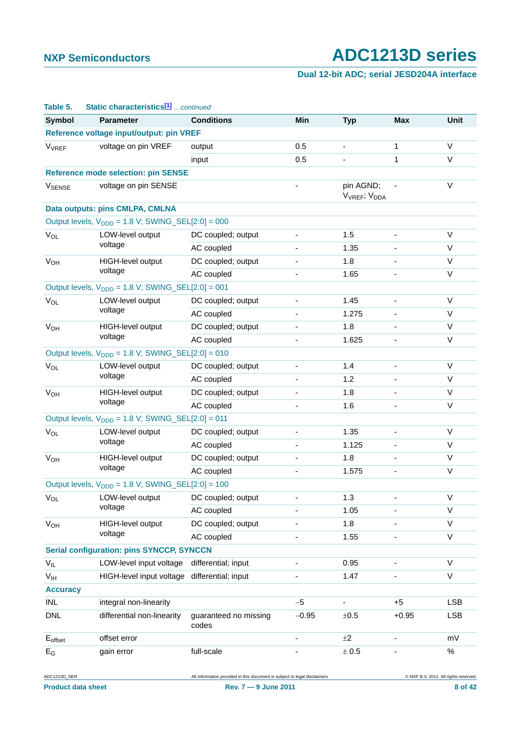**Table 5. Static characteristics[1]** *...continued*

| Symbol | Parameter | Conditions | Min | Typ | Max | Unit |
|---|---|---|---|---|---|---|
| **Reference voltage input/output: pin VREF** | | | | | | |
| $V_{VREF}$ | voltage on pin VREF | output | 0.5 | - | 1 | V |
| | | input | 0.5 | - | 1 | V |
| **Reference mode selection: pin SENSE** | | | | | | |
| $V_{SENSE}$ | voltage on pin SENSE | | - | pin AGND; $V_{VREF}$; $V_{DDA}$ | - | V |
| **Data outputs: pins CMLPA, CMLNA** | | | | | | |
| Output levels, $V_{DDD}$ = 1.8 V; SWING_SEL[2:0] = 000 | | | | | | |
| $V_{OL}$ | LOW-level output voltage | DC coupled; output | - | 1.5 | - | V |
| | | AC coupled | - | 1.35 | - | V |
| $V_{OH}$ | HIGH-level output voltage | DC coupled; output | - | 1.8 | - | V |
| | | AC coupled | - | 1.65 | - | V |
| Output levels, $V_{DDD}$ = 1.8 V; SWING_SEL[2:0] = 001 | | | | | | |
| $V_{OL}$ | LOW-level output voltage | DC coupled; output | - | 1.45 | - | V |
| | | AC coupled | - | 1.275 | - | V |
| $V_{OH}$ | HIGH-level output voltage | DC coupled; output | - | 1.8 | - | V |
| | | AC coupled | - | 1.625 | - | V |
| Output levels, $V_{DDD}$ = 1.8 V; SWING_SEL[2:0] = 010 | | | | | | |
| $V_{OL}$ | LOW-level output voltage | DC coupled; output | - | 1.4 | - | V |
| | | AC coupled | - | 1.2 | - | V |
| $V_{OH}$ | HIGH-level output voltage | DC coupled; output | - | 1.8 | - | V |
| | | AC coupled | - | 1.6 | - | V |
| Output levels, $V_{DDD}$ = 1.8 V; SWING_SEL[2:0] = 011 | | | | | | |
| $V_{OL}$ | LOW-level output voltage | DC coupled; output | - | 1.35 | - | V |
| | | AC coupled | - | 1.125 | - | V |
| $V_{OH}$ | HIGH-level output voltage | DC coupled; output | - | 1.8 | - | V |
| | | AC coupled | - | 1.575 | - | V |
| Output levels, $V_{DDD}$ = 1.8 V; SWING_SEL[2:0] = 100 | | | | | | |
| $V_{OL}$ | LOW-level output voltage | DC coupled; output | - | 1.3 | - | V |
| | | AC coupled | - | 1.05 | - | V |
| $V_{OH}$ | HIGH-level output voltage | DC coupled; output | - | 1.8 | - | V |
| | | AC coupled | - | 1.55 | - | V |
| **Serial configuration: pins SYNCCP, SYNCCN** | | | | | | |
| $V_{IL}$ | LOW-level input voltage | differential; input | - | 0.95 | - | V |
| $V_{IH}$ | HIGH-level input voltage | differential; input | - | 1.47 | - | V |
| **Accuracy** | | | | | | |
| INL | integral non-linearity | | −5 | - | +5 | LSB |
| DNL | differential non-linearity | guaranteed no missing codes | −0.95 | ±0.5 | +0.95 | LSB |
| $E_{offset}$ | offset error | | - | ±2 | - | mV |
| $E_G$ | gain error | full-scale | - | ± 0.5 | - | % |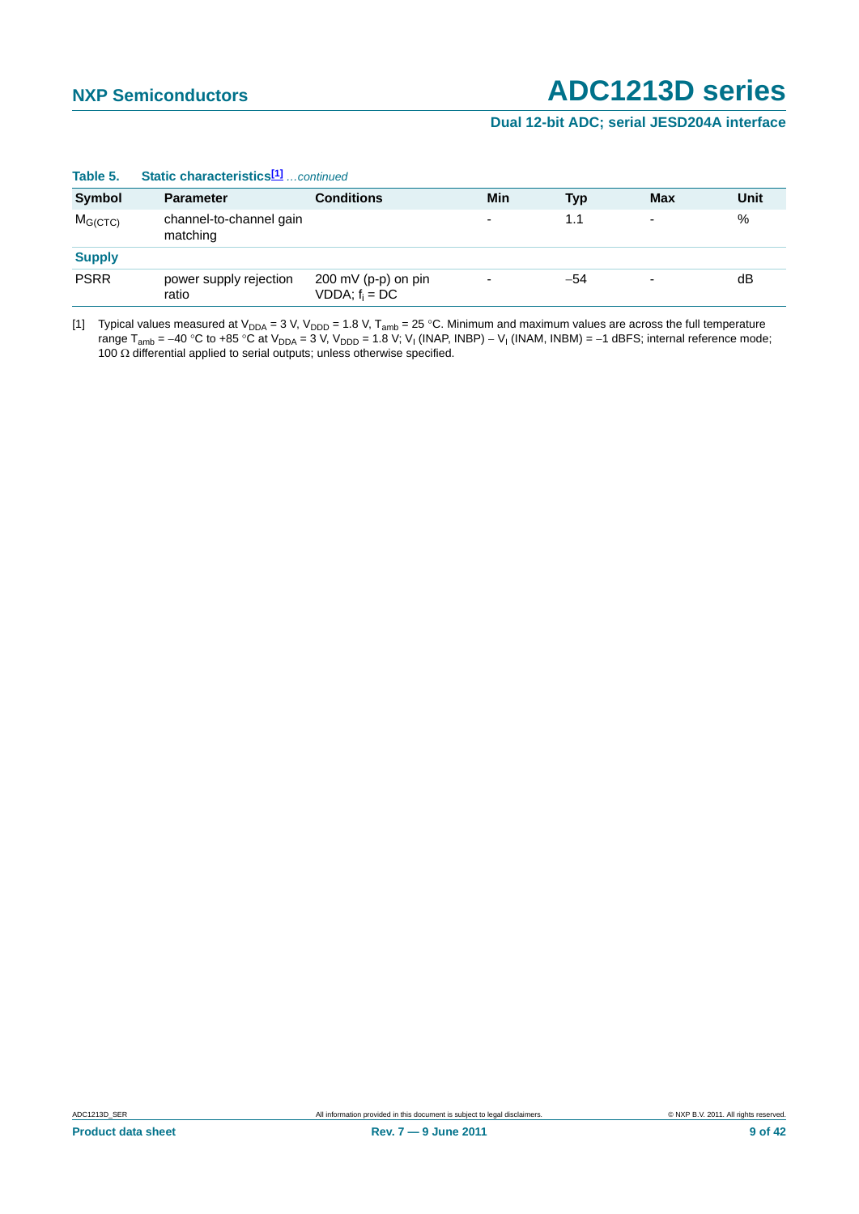**Table 5. Static characteristics[1]** *...continued*

| Symbol | Parameter | Conditions | Min | Typ | Max | Unit |
|---|---|---|---|---|---|---|
| $M_{G(CTC)}$ | channel-to-channel gain matching | | - | 1.1 | - | % |
| **Supply** | | | | | | |
| PSRR | power supply rejection ratio | 200 mV (p-p) on pin VDDA; $f_i$ = DC | - | −54 | - | dB |

[1] Typical values measured at $V_{DDA}$ = 3 V, $V_{DDD}$ = 1.8 V, $T_{amb}$ = 25 °C. Minimum and maximum values are across the full temperature range $T_{amb}$ = −40 °C to +85 °C at $V_{DDA}$ = 3 V, $V_{DDD}$ = 1.8 V; $V_I$ (INAP, INBP) − $V_I$ (INAM, INBM) = −1 dBFS; internal reference mode; 100 Ω differential applied to serial outputs; unless otherwise specified.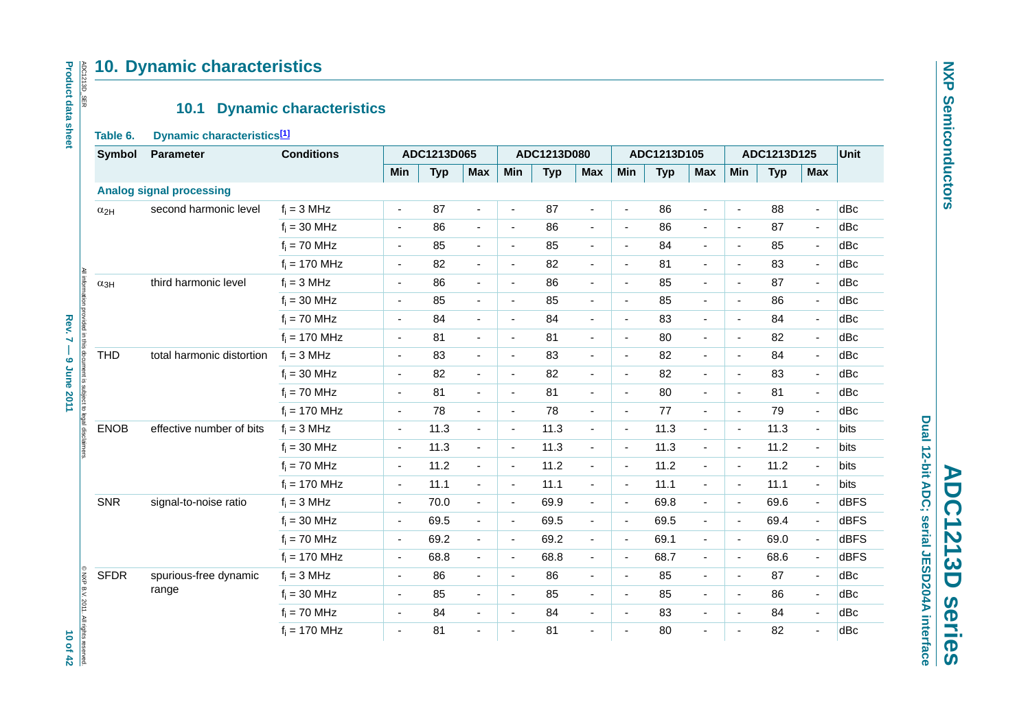## 10. Dynamic characteristics

### 10.1 Dynamic characteristics

**Table 6. Dynamic characteristics[1]**

| Symbol | Parameter | Conditions | ADC1213D065 | | | ADC1213D080 | | | ADC1213D105 | | | ADC1213D125 | | | Unit |
|---|---|---|---|---|---|---|---|---|---|---|---|---|---|---|---|
| | | | Min | Typ | Max | Min | Typ | Max | Min | Typ | Max | Min | Typ | Max | |
| **Analog signal processing** | | | | | | | | | | | | | | | |
| $\alpha_{2H}$ | second harmonic level | $f_i$ = 3 MHz | - | 87 | - | - | 87 | - | - | 86 | - | - | 88 | - | dBc |
| | | $f_i$ = 30 MHz | - | 86 | - | - | 86 | - | - | 86 | - | - | 87 | - | dBc |
| | | $f_i$ = 70 MHz | - | 85 | - | - | 85 | - | - | 84 | - | - | 85 | - | dBc |
| | | $f_i$ = 170 MHz | - | 82 | - | - | 82 | - | - | 81 | - | - | 83 | - | dBc |
| $\alpha_{3H}$ | third harmonic level | $f_i$ = 3 MHz | - | 86 | - | - | 86 | - | - | 85 | - | - | 87 | - | dBc |
| | | $f_i$ = 30 MHz | - | 85 | - | - | 85 | - | - | 85 | - | - | 86 | - | dBc |
| | | $f_i$ = 70 MHz | - | 84 | - | - | 84 | - | - | 83 | - | - | 84 | - | dBc |
| | | $f_i$ = 170 MHz | - | 81 | - | - | 81 | - | - | 80 | - | - | 82 | - | dBc |
| THD | total harmonic distortion | $f_i$ = 3 MHz | - | 83 | - | - | 83 | - | - | 82 | - | - | 84 | - | dBc |
| | | $f_i$ = 30 MHz | - | 82 | - | - | 82 | - | - | 82 | - | - | 83 | - | dBc |
| | | $f_i$ = 70 MHz | - | 81 | - | - | 81 | - | - | 80 | - | - | 81 | - | dBc |
| | | $f_i$ = 170 MHz | - | 78 | - | - | 78 | - | - | 77 | - | - | 79 | - | dBc |
| ENOB | effective number of bits | $f_i$ = 3 MHz | - | 11.3 | - | - | 11.3 | - | - | 11.3 | - | - | 11.3 | - | bits |
| | | $f_i$ = 30 MHz | - | 11.3 | - | - | 11.3 | - | - | 11.3 | - | - | 11.2 | - | bits |
| | | $f_i$ = 70 MHz | - | 11.2 | - | - | 11.2 | - | - | 11.2 | - | - | 11.2 | - | bits |
| | | $f_i$ = 170 MHz | - | 11.1 | - | - | 11.1 | - | - | 11.1 | - | - | 11.1 | - | bits |
| SNR | signal-to-noise ratio | $f_i$ = 3 MHz | - | 70.0 | - | - | 69.9 | - | - | 69.8 | - | - | 69.6 | - | dBFS |
| | | $f_i$ = 30 MHz | - | 69.5 | - | - | 69.5 | - | - | 69.5 | - | - | 69.4 | - | dBFS |
| | | $f_i$ = 70 MHz | - | 69.2 | - | - | 69.2 | - | - | 69.1 | - | - | 69.0 | - | dBFS |
| | | $f_i$ = 170 MHz | - | 68.8 | - | - | 68.8 | - | - | 68.7 | - | - | 68.6 | - | dBFS |
| SFDR | spurious-free dynamic range | $f_i$ = 3 MHz | - | 86 | - | - | 86 | - | - | 85 | - | - | 87 | - | dBc |
| | | $f_i$ = 30 MHz | - | 85 | - | - | 85 | - | - | 85 | - | - | 86 | - | dBc |
| | | $f_i$ = 70 MHz | - | 84 | - | - | 84 | - | - | 83 | - | - | 84 | - | dBc |
| | | $f_i$ = 170 MHz | - | 81 | - | - | 81 | - | - | 80 | - | - | 82 | - | dBc |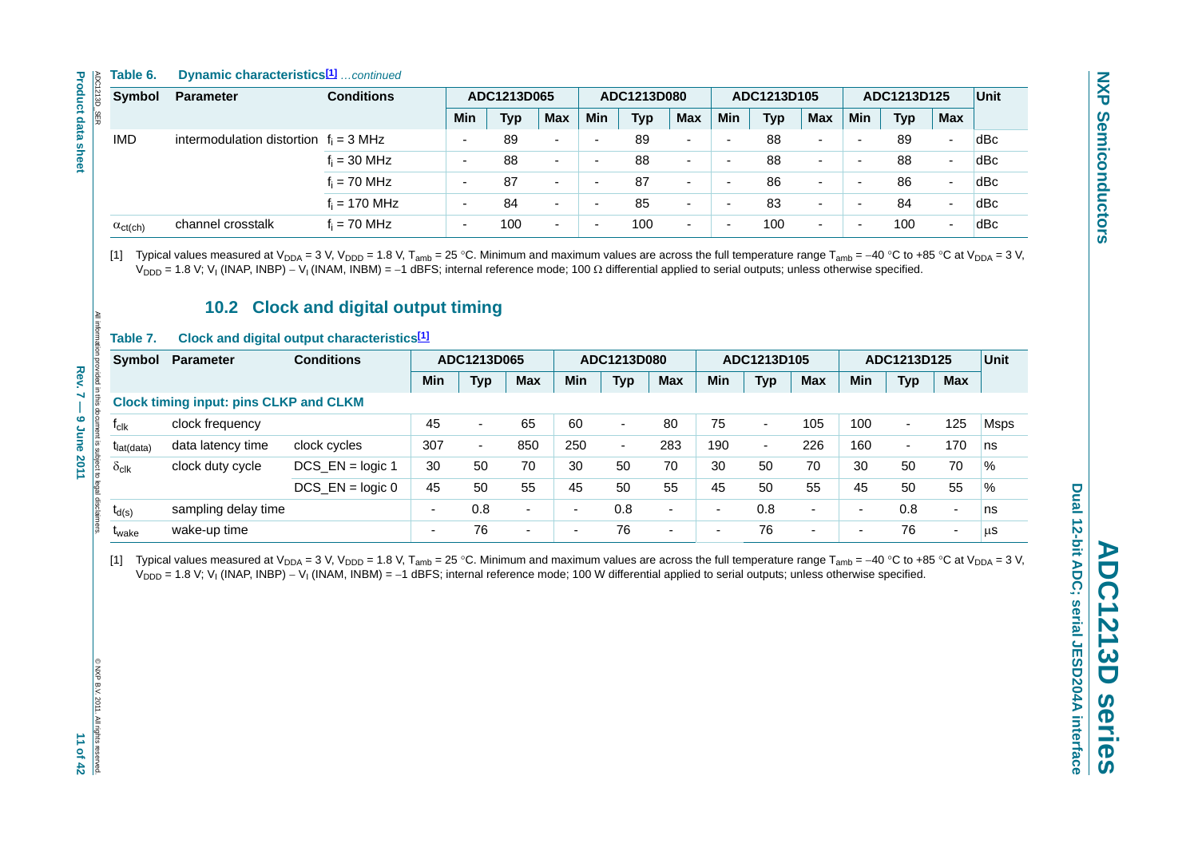**Table 6. Dynamic characteristics[1]** *…continued*

| Symbol | Parameter | Conditions | ADC1213D065 | | | ADC1213D080 | | | ADC1213D105 | | | ADC1213D125 | | | Unit |
|---|---|---|---|---|---|---|---|---|---|---|---|---|---|---|---|
| | | | Min | Typ | Max | Min | Typ | Max | Min | Typ | Max | Min | Typ | Max | |
| IMD | intermodulation distortion | $f_i$ = 3 MHz | - | 89 | - | - | 89 | - | - | 88 | - | - | 89 | - | dBc |
| | | $f_i$ = 30 MHz | - | 88 | - | - | 88 | - | - | 88 | - | - | 88 | - | dBc |
| | | $f_i$ = 70 MHz | - | 87 | - | - | 87 | - | - | 86 | - | - | 86 | - | dBc |
| | | $f_i$ = 170 MHz | - | 84 | - | - | 85 | - | - | 83 | - | - | 84 | - | dBc |
| $\alpha_{ct(ch)}$ | channel crosstalk | $f_i$ = 70 MHz | - | 100 | - | - | 100 | - | - | 100 | - | - | 100 | - | dBc |

[1] Typical values measured at $V_{DDA}$ = 3 V, $V_{DDD}$ = 1.8 V, $T_{amb}$ = 25 °C. Minimum and maximum values are across the full temperature range $T_{amb}$ = −40 °C to +85 °C at $V_{DDA}$ = 3 V, $V_{DDD}$ = 1.8 V; $V_I$ (INAP, INBP) − $V_I$ (INAM, INBM) = −1 dBFS; internal reference mode; 100 Ω differential applied to serial outputs; unless otherwise specified.

## 10.2 Clock and digital output timing

**Table 7. Clock and digital output characteristics[1]**

| Symbol | Parameter | Conditions | ADC1213D065 | | | ADC1213D080 | | | ADC1213D105 | | | ADC1213D125 | | | Unit |
|---|---|---|---|---|---|---|---|---|---|---|---|---|---|---|---|
| | | | Min | Typ | Max | Min | Typ | Max | Min | Typ | Max | Min | Typ | Max | |
| **Clock timing input: pins CLKP and CLKM** | | | | | | | | | | | | | | | |
| $f_{clk}$ | clock frequency | | 45 | - | 65 | 60 | - | 80 | 75 | - | 105 | 100 | - | 125 | Msps |
| $t_{lat(data)}$ | data latency time | clock cycles | 307 | - | 850 | 250 | - | 283 | 190 | - | 226 | 160 | - | 170 | ns |
| $\delta_{clk}$ | clock duty cycle | DCS_EN = logic 1 | 30 | 50 | 70 | 30 | 50 | 70 | 30 | 50 | 70 | 30 | 50 | 70 | % |
| | | DCS_EN = logic 0 | 45 | 50 | 55 | 45 | 50 | 55 | 45 | 50 | 55 | 45 | 50 | 55 | % |
| $t_{d(s)}$ | sampling delay time | | - | 0.8 | - | - | 0.8 | - | - | 0.8 | - | - | 0.8 | - | ns |
| $t_{wake}$ | wake-up time | | - | 76 | - | - | 76 | - | - | 76 | - | - | 76 | - | μs |

[1] Typical values measured at $V_{DDA}$ = 3 V, $V_{DDD}$ = 1.8 V, $T_{amb}$ = 25 °C. Minimum and maximum values are across the full temperature range $T_{amb}$ = −40 °C to +85 °C at $V_{DDA}$ = 3 V, $V_{DDD}$ = 1.8 V; $V_I$ (INAP, INBP) − $V_I$ (INAM, INBM) = −1 dBFS; internal reference mode; 100 W differential applied to serial outputs; unless otherwise specified.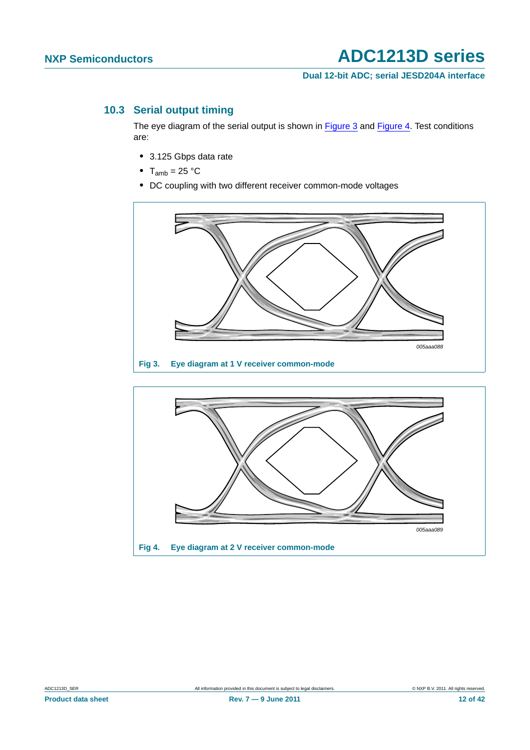## 10.3 Serial output timing

The eye diagram of the serial output is shown in Figure 3 and Figure 4. Test conditions are:

- 3.125 Gbps data rate
- $T_{amb}$ = 25 °C
- DC coupling with two different receiver common-mode voltages

005aaa088

**Fig 3. Eye diagram at 1 V receiver common-mode**

005aaa089

**Fig 4. Eye diagram at 2 V receiver common-mode**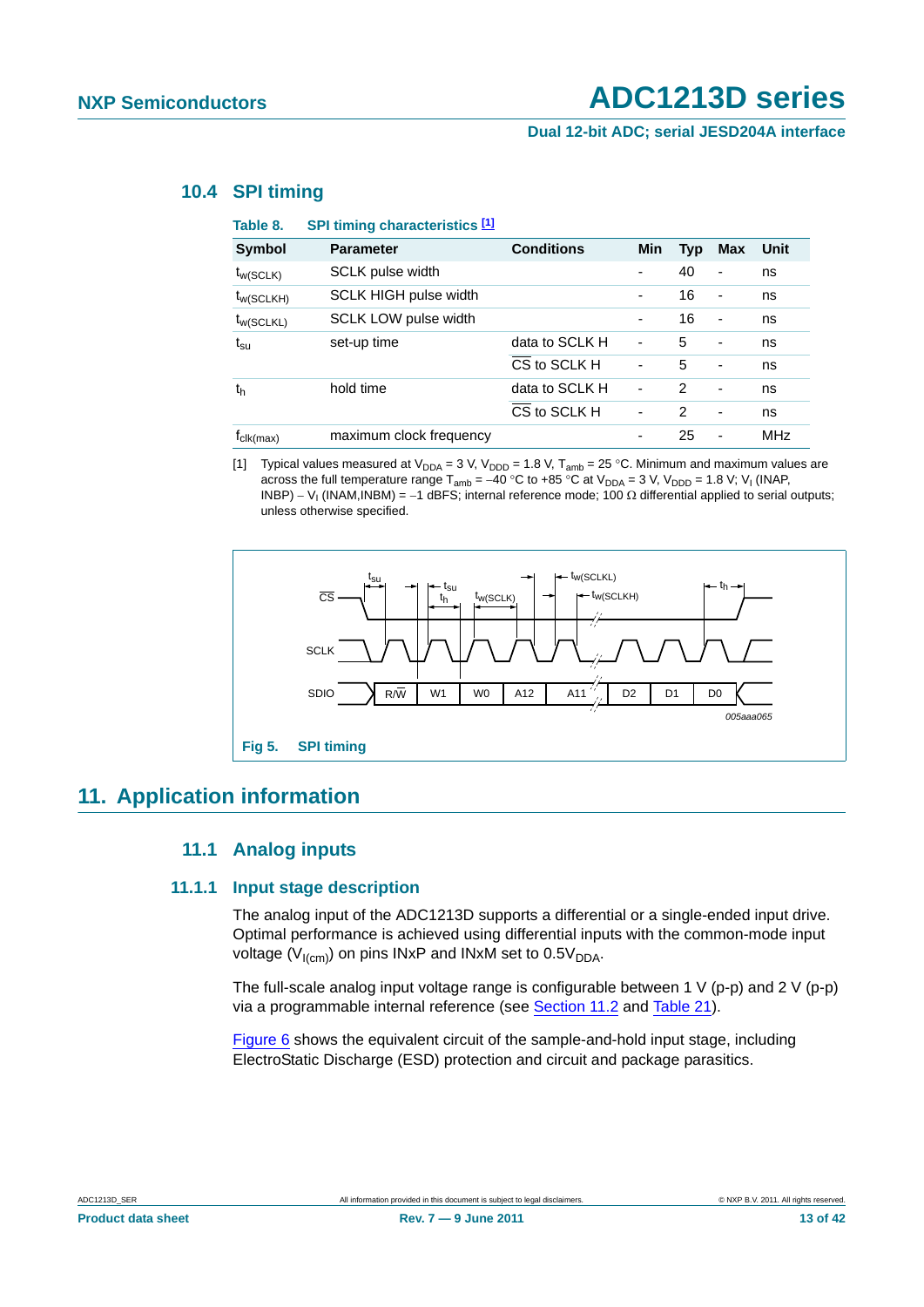## 10.4 SPI timing

**Table 8. SPI timing characteristics [1]**

| Symbol | Parameter | Conditions | Min | Typ | Max | Unit |
|---|---|---|---|---|---|---|
| $t_{w(SCLK)}$ | SCLK pulse width | | - | 40 | - | ns |
| $t_{w(SCLKH)}$ | SCLK HIGH pulse width | | - | 16 | - | ns |
| $t_{w(SCLKL)}$ | SCLK LOW pulse width | | - | 16 | - | ns |
| $t_{su}$ | set-up time | data to SCLK H | - | 5 | - | ns |
| | | $\overline{CS}$ to SCLK H | - | 5 | - | ns |
| $t_h$ | hold time | data to SCLK H | - | 2 | - | ns |
| | | $\overline{CS}$ to SCLK H | - | 2 | - | ns |
| $f_{clk(max)}$ | maximum clock frequency | | - | 25 | - | MHz |

[1] Typical values measured at $V_{DDA}$ = 3 V, $V_{DDD}$ = 1.8 V, $T_{amb}$ = 25 °C. Minimum and maximum values are across the full temperature range $T_{amb}$ = −40 °C to +85 °C at $V_{DDA}$ = 3 V, $V_{DDD}$ = 1.8 V; $V_I$ (INAP, INBP) − $V_I$ (INAM,INBM) = −1 dBFS; internal reference mode; 100 Ω differential applied to serial outputs; unless otherwise specified.

$t_{su}$
$t_{su}$
$t_h$
$t_{w(SCLK)}$
$t_{w(SCLKL)}$
$t_{w(SCLKH)}$
$t_h$
$\overline{CS}$
SCLK
SDIO
R/$\overline{W}$
W1
W0
A12
A11
D2
D1
D0
005aaa065

**Fig 5. SPI timing**

# 11. Application information

## 11.1 Analog inputs

### 11.1.1 Input stage description

The analog input of the ADC1213D supports a differential or a single-ended input drive. Optimal performance is achieved using differential inputs with the common-mode input voltage ($V_{I(cm)}$) on pins INxP and INxM set to $0.5V_{DDA}$.

The full-scale analog input voltage range is configurable between 1 V (p-p) and 2 V (p-p) via a programmable internal reference (see Section 11.2 and Table 21).

Figure 6 shows the equivalent circuit of the sample-and-hold input stage, including ElectroStatic Discharge (ESD) protection and circuit and package parasitics.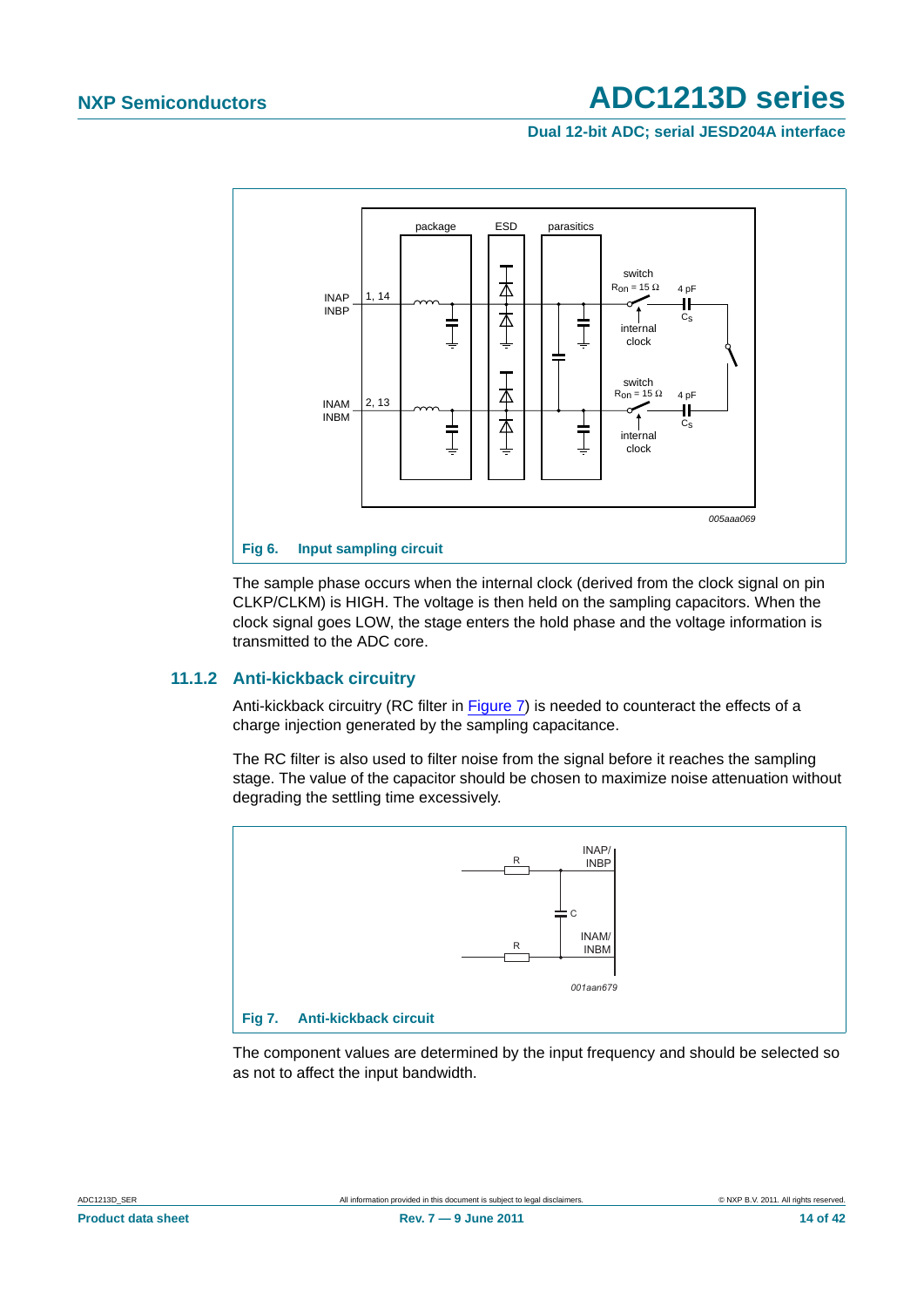package

ESD

parasitics

INAP
INBP

1, 14

switch
$R_{on}$ = 15 Ω

4 pF

$C_S$

internal
clock

INAM
INBM

2, 13

switch
$R_{on}$ = 15 Ω

4 pF

$C_S$

internal
clock

005aaa069

**Fig 6. Input sampling circuit**

The sample phase occurs when the internal clock (derived from the clock signal on pin CLKP/CLKM) is HIGH. The voltage is then held on the sampling capacitors. When the clock signal goes LOW, the stage enters the hold phase and the voltage information is transmitted to the ADC core.

### 11.1.2 Anti-kickback circuitry

Anti-kickback circuitry (RC filter in Figure 7) is needed to counteract the effects of a charge injection generated by the sampling capacitance.

The RC filter is also used to filter noise from the signal before it reaches the sampling stage. The value of the capacitor should be chosen to maximize noise attenuation without degrading the settling time excessively.

R

INAP/
INBP

C

R

INAM/
INBM

001aan679

**Fig 7. Anti-kickback circuit**

The component values are determined by the input frequency and should be selected so as not to affect the input bandwidth.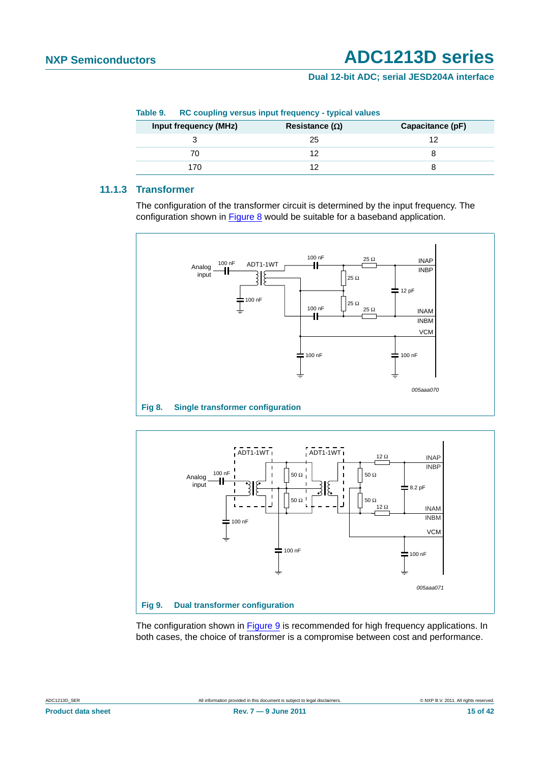**Table 9. RC coupling versus input frequency - typical values**

| Input frequency (MHz) | Resistance (Ω) | Capacitance (pF) |
|---|---|---|
| 3 | 25 | 12 |
| 70 | 12 | 8 |
| 170 | 12 | 8 |

### 11.1.3 Transformer

The configuration of the transformer circuit is determined by the input frequency. The configuration shown in Figure 8 would be suitable for a baseband application.

Analog input
100 nF
ADT1-1WT
100 nF
100 nF
25 Ω
25 Ω
25 Ω
100 nF
25 Ω
12 pF
INAP
INBP
INAM
INBM
VCM
100 nF
100 nF
005aaa070

**Fig 8. Single transformer configuration**

Analog input
100 nF
ADT1-1WT
ADT1-1WT
50 Ω
50 Ω
50 Ω
50 Ω
12 Ω
12 Ω
8.2 pF
INAP
INBP
INAM
INBM
VCM
100 nF
100 nF
100 nF
005aaa071

**Fig 9. Dual transformer configuration**

The configuration shown in Figure 9 is recommended for high frequency applications. In both cases, the choice of transformer is a compromise between cost and performance.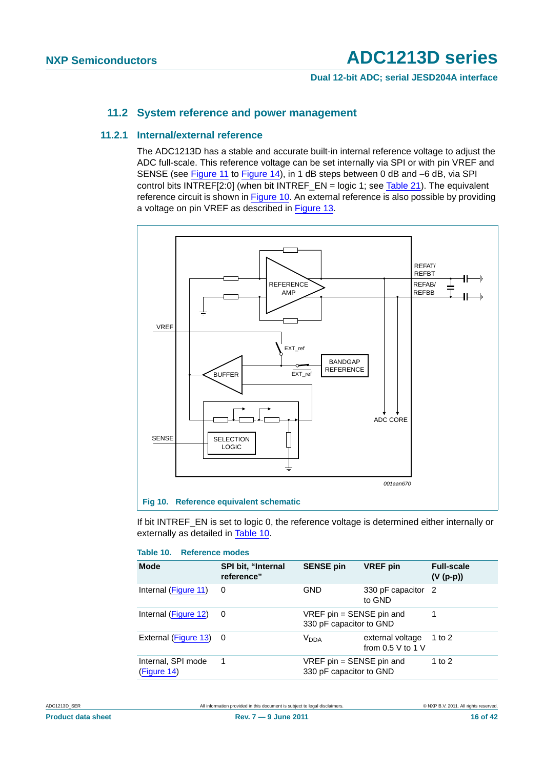### 11.2 System reference and power management

#### 11.2.1 Internal/external reference

The ADC1213D has a stable and accurate built-in internal reference voltage to adjust the ADC full-scale. This reference voltage can be set internally via SPI or with pin VREF and SENSE (see Figure 11 to Figure 14), in 1 dB steps between 0 dB and −6 dB, via SPI control bits INTREF[2:0] (when bit INTREF_EN = logic 1; see Table 21). The equivalent reference circuit is shown in Figure 10. An external reference is also possible by providing a voltage on pin VREF as described in Figure 13.

REFERENCE AMP

REFAT/ REFBT

REFAB/ REFBB

VREF

EXT_ref

BUFFER

EXT_ref

BANDGAP REFERENCE

ADC CORE

SENSE

SELECTION LOGIC

001aan670

**Fig 10. Reference equivalent schematic**

If bit INTREF_EN is set to logic 0, the reference voltage is determined either internally or externally as detailed in Table 10.

**Table 10. Reference modes**

| Mode | SPI bit, “Internal reference” | SENSE pin | VREF pin | Full-scale (V (p-p)) |
|---|---|---|---|---|
| Internal (Figure 11) | 0 | GND | 330 pF capacitor to GND | 2 |
| Internal (Figure 12) | 0 | VREF pin = SENSE pin and 330 pF capacitor to GND | | 1 |
| External (Figure 13) | 0 | $V_{DDA}$ | external voltage from 0.5 V to 1 V | 1 to 2 |
| Internal, SPI mode (Figure 14) | 1 | VREF pin = SENSE pin and 330 pF capacitor to GND | | 1 to 2 |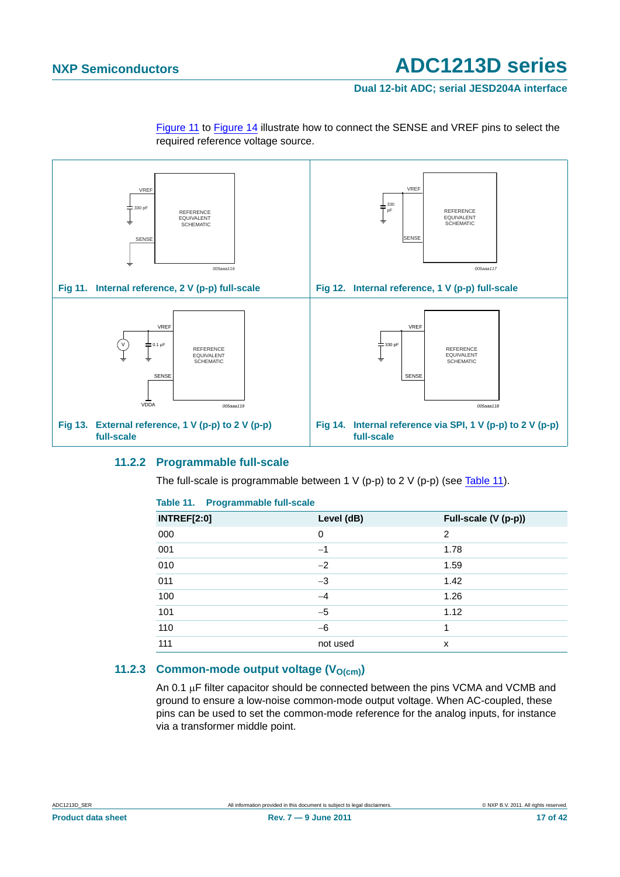Figure 11 to Figure 14 illustrate how to connect the SENSE and VREF pins to select the required reference voltage source.

VREF
330 pF
REFERENCE EQUIVALENT SCHEMATIC
SENSE
005aaa116

Fig 11. Internal reference, 2 V (p-p) full-scale

VREF
330 pF
REFERENCE EQUIVALENT SCHEMATIC
SENSE
005aaa117

Fig 12. Internal reference, 1 V (p-p) full-scale

VREF
V
0.1 μF
REFERENCE EQUIVALENT SCHEMATIC
SENSE
VDDA
005aaa119

Fig 13. External reference, 1 V (p-p) to 2 V (p-p) full-scale

VREF
330 pF
REFERENCE EQUIVALENT SCHEMATIC
SENSE
005aaa118

Fig 14. Internal reference via SPI, 1 V (p-p) to 2 V (p-p) full-scale

### 11.2.2 Programmable full-scale

The full-scale is programmable between 1 V (p-p) to 2 V (p-p) (see Table 11).

**Table 11. Programmable full-scale**

| INTREF[2:0] | Level (dB) | Full-scale (V (p-p)) |
|---|---|---|
| 000 | 0 | 2 |
| 001 | −1 | 1.78 |
| 010 | −2 | 1.59 |
| 011 | −3 | 1.42 |
| 100 | −4 | 1.26 |
| 101 | −5 | 1.12 |
| 110 | −6 | 1 |
| 111 | not used | x |

### 11.2.3 Common-mode output voltage ($V_{O(cm)}$)

An 0.1 μF filter capacitor should be connected between the pins VCMA and VCMB and ground to ensure a low-noise common-mode output voltage. When AC-coupled, these pins can be used to set the common-mode reference for the analog inputs, for instance via a transformer middle point.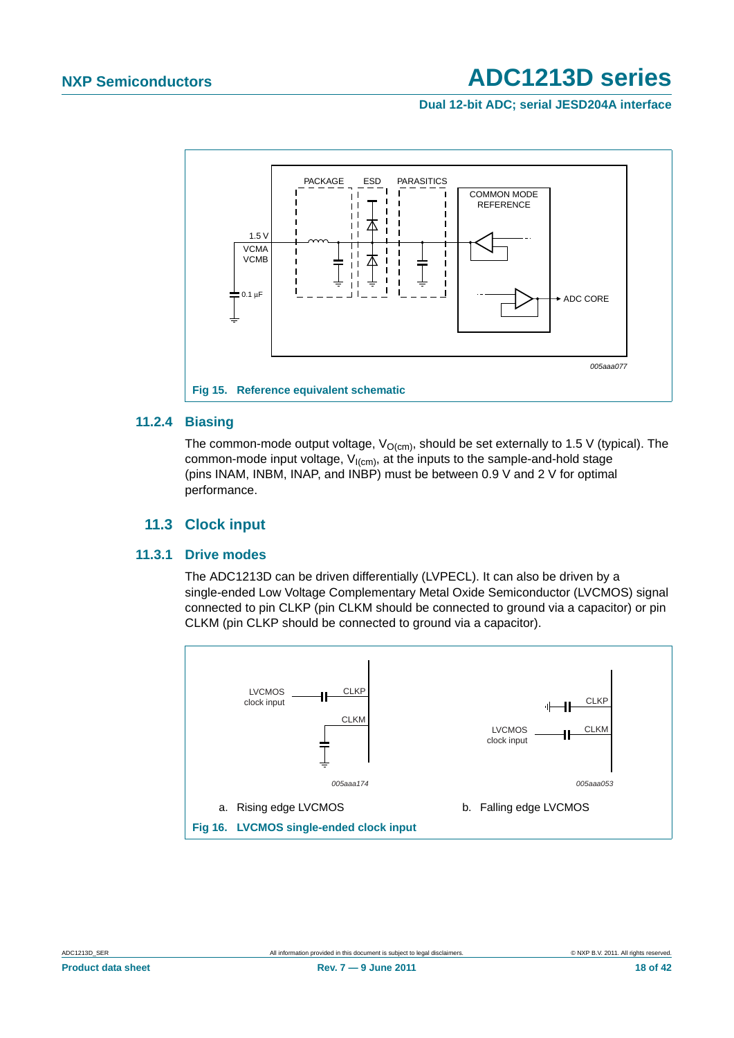PACKAGE
ESD
PARASITICS
COMMON MODE REFERENCE
1.5 V
VCMA
VCMB
0.1 µF
ADC CORE
005aaa077

**Fig 15. Reference equivalent schematic**

### 11.2.4 Biasing

The common-mode output voltage, $V_{O(cm)}$, should be set externally to 1.5 V (typical). The common-mode input voltage, $V_{I(cm)}$, at the inputs to the sample-and-hold stage (pins INAM, INBM, INAP, and INBP) must be between 0.9 V and 2 V for optimal performance.

## 11.3 Clock input

### 11.3.1 Drive modes

The ADC1213D can be driven differentially (LVPECL). It can also be driven by a single-ended Low Voltage Complementary Metal Oxide Semiconductor (LVCMOS) signal connected to pin CLKP (pin CLKM should be connected to ground via a capacitor) or pin CLKM (pin CLKP should be connected to ground via a capacitor).

LVCMOS clock input
CLKP
CLKM
005aaa174

a. Rising edge LVCMOS

CLKP
LVCMOS clock input
CLKM
005aaa053

b. Falling edge LVCMOS

**Fig 16. LVCMOS single-ended clock input**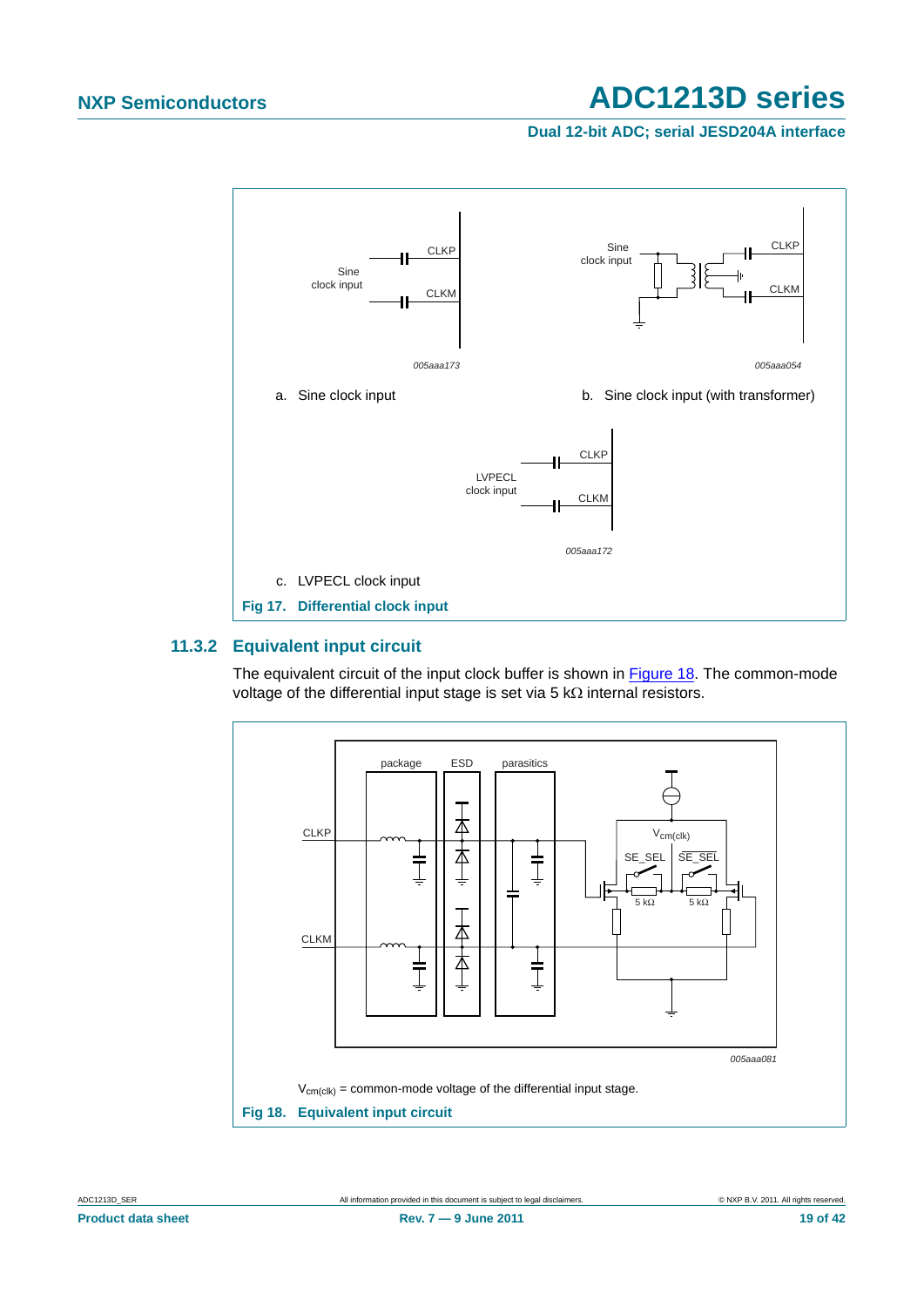Sine clock input

CLKP

CLKM

005aaa173

a. Sine clock input

Sine clock input

CLKP

CLKM

005aaa054

b. Sine clock input (with transformer)

LVPECL clock input

CLKP

CLKM

005aaa172

c. LVPECL clock input

**Fig 17. Differential clock input**

### 11.3.2 Equivalent input circuit

The equivalent circuit of the input clock buffer is shown in Figure 18. The common-mode voltage of the differential input stage is set via 5 kΩ internal resistors.

package

ESD

parasitics

CLKP

CLKM

$V_{cm(clk)}$

SE_SEL

$\overline{\text{SE\_SEL}}$

5 kΩ

5 kΩ

005aaa081

$V_{cm(clk)}$ = common-mode voltage of the differential input stage.

**Fig 18. Equivalent input circuit**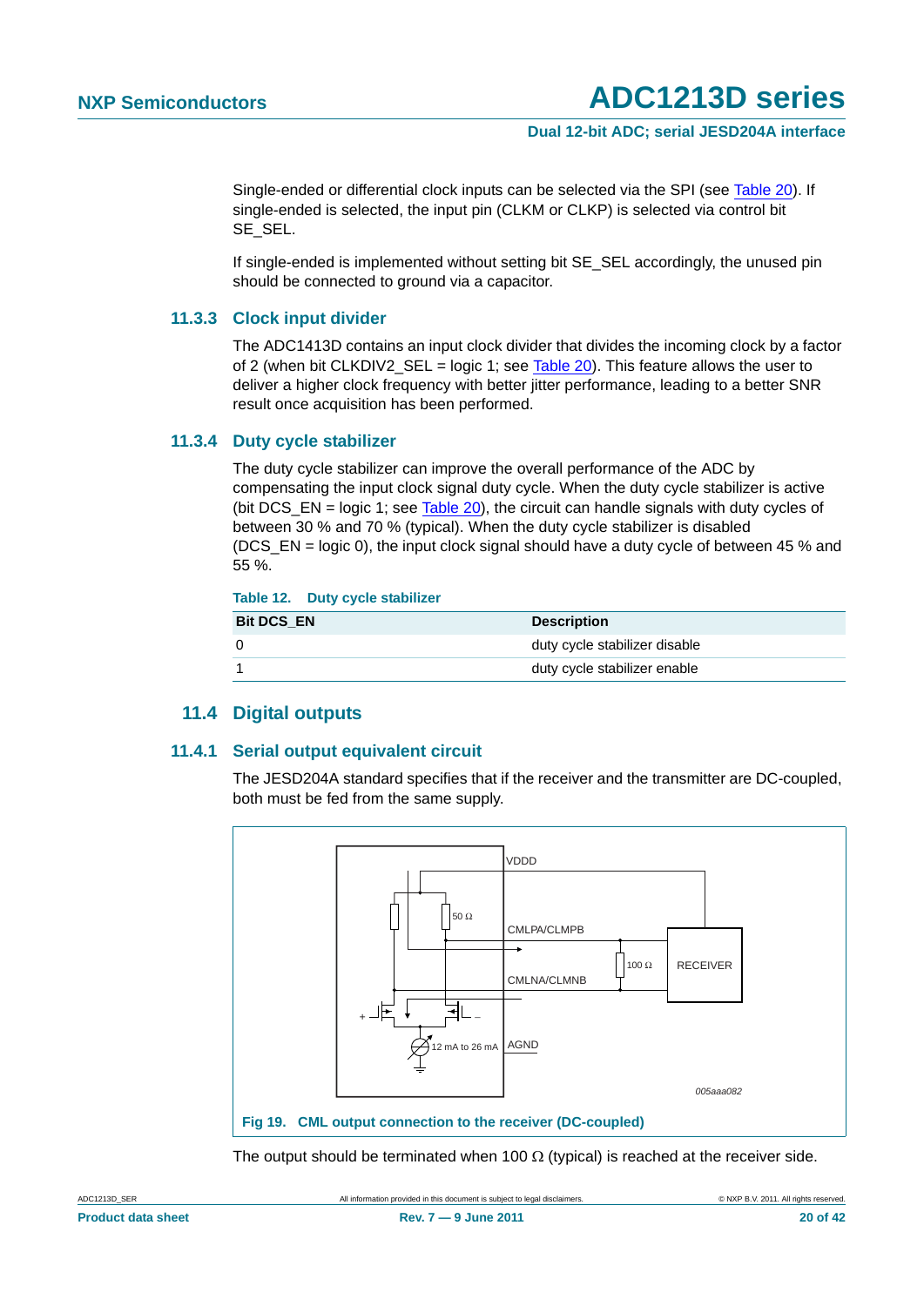Single-ended or differential clock inputs can be selected via the SPI (see Table 20). If single-ended is selected, the input pin (CLKM or CLKP) is selected via control bit SE_SEL.

If single-ended is implemented without setting bit SE_SEL accordingly, the unused pin should be connected to ground via a capacitor.

### 11.3.3 Clock input divider

The ADC1413D contains an input clock divider that divides the incoming clock by a factor of 2 (when bit CLKDIV2_SEL = logic 1; see Table 20). This feature allows the user to deliver a higher clock frequency with better jitter performance, leading to a better SNR result once acquisition has been performed.

### 11.3.4 Duty cycle stabilizer

The duty cycle stabilizer can improve the overall performance of the ADC by compensating the input clock signal duty cycle. When the duty cycle stabilizer is active (bit DCS_EN = logic 1; see Table 20), the circuit can handle signals with duty cycles of between 30 % and 70 % (typical). When the duty cycle stabilizer is disabled (DCS_EN = logic 0), the input clock signal should have a duty cycle of between 45 % and 55 %.

**Table 12. Duty cycle stabilizer**

| Bit DCS_EN | Description |
|---|---|
| 0 | duty cycle stabilizer disable |
| 1 | duty cycle stabilizer enable |

## 11.4 Digital outputs

### 11.4.1 Serial output equivalent circuit

The JESD204A standard specifies that if the receiver and the transmitter are DC-coupled, both must be fed from the same supply.

VDDD
50 Ω
CMLPA/CLMPB
100 Ω
RECEIVER
CMLNA/CLMNB
+
−
12 mA to 26 mA
AGND
005aaa082

**Fig 19. CML output connection to the receiver (DC-coupled)**

The output should be terminated when 100 Ω (typical) is reached at the receiver side.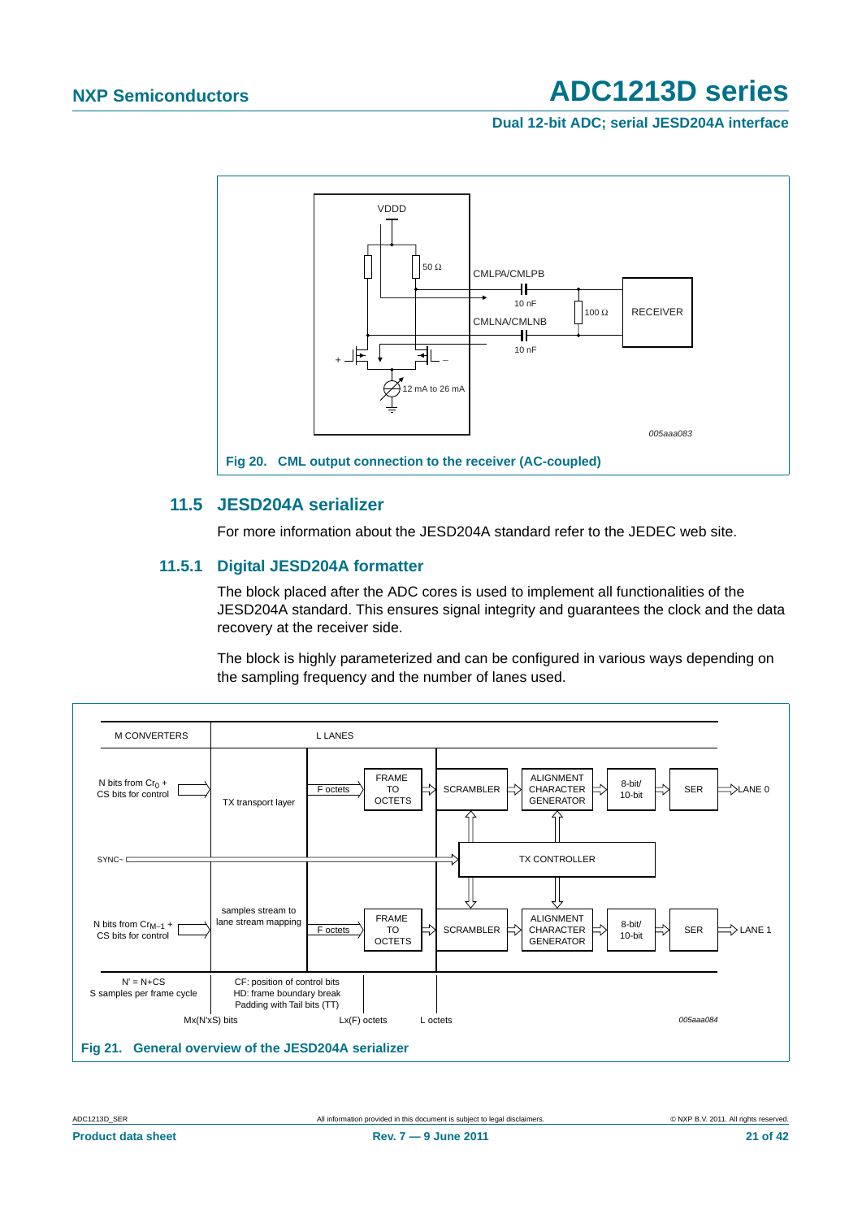VDDD

50 Ω

CMLPA/CMLPB

10 nF

100 Ω

RECEIVER

CMLNA/CMLNB

10 nF

\+

–

12 mA to 26 mA

005aaa083

**Fig 20. CML output connection to the receiver (AC-coupled)**

## 11.5 JESD204A serializer

For more information about the JESD204A standard refer to the JEDEC web site.

### 11.5.1 Digital JESD204A formatter

The block placed after the ADC cores is used to implement all functionalities of the JESD204A standard. This ensures signal integrity and guarantees the clock and the data recovery at the receiver side.

The block is highly parameterized and can be configured in various ways depending on the sampling frequency and the number of lanes used.

M CONVERTERS

L LANES

N bits from $Cr_0$ + CS bits for control

TX transport layer

F octets

FRAME TO OCTETS

SCRAMBLER

ALIGNMENT CHARACTER GENERATOR

8-bit/ 10-bit

SER

LANE 0

SYNC~

TX CONTROLLER

samples stream to lane stream mapping

N bits from $Cr_{M-1}$ + CS bits for control

F octets

FRAME TO OCTETS

SCRAMBLER

ALIGNMENT CHARACTER GENERATOR

8-bit/ 10-bit

SER

LANE 1

N' = N+CS

S samples per frame cycle

CF: position of control bits

HD: frame boundary break

Padding with Tail bits (TT)

Mx(N'xS) bits

Lx(F) octets

L octets

005aaa084

**Fig 21. General overview of the JESD204A serializer**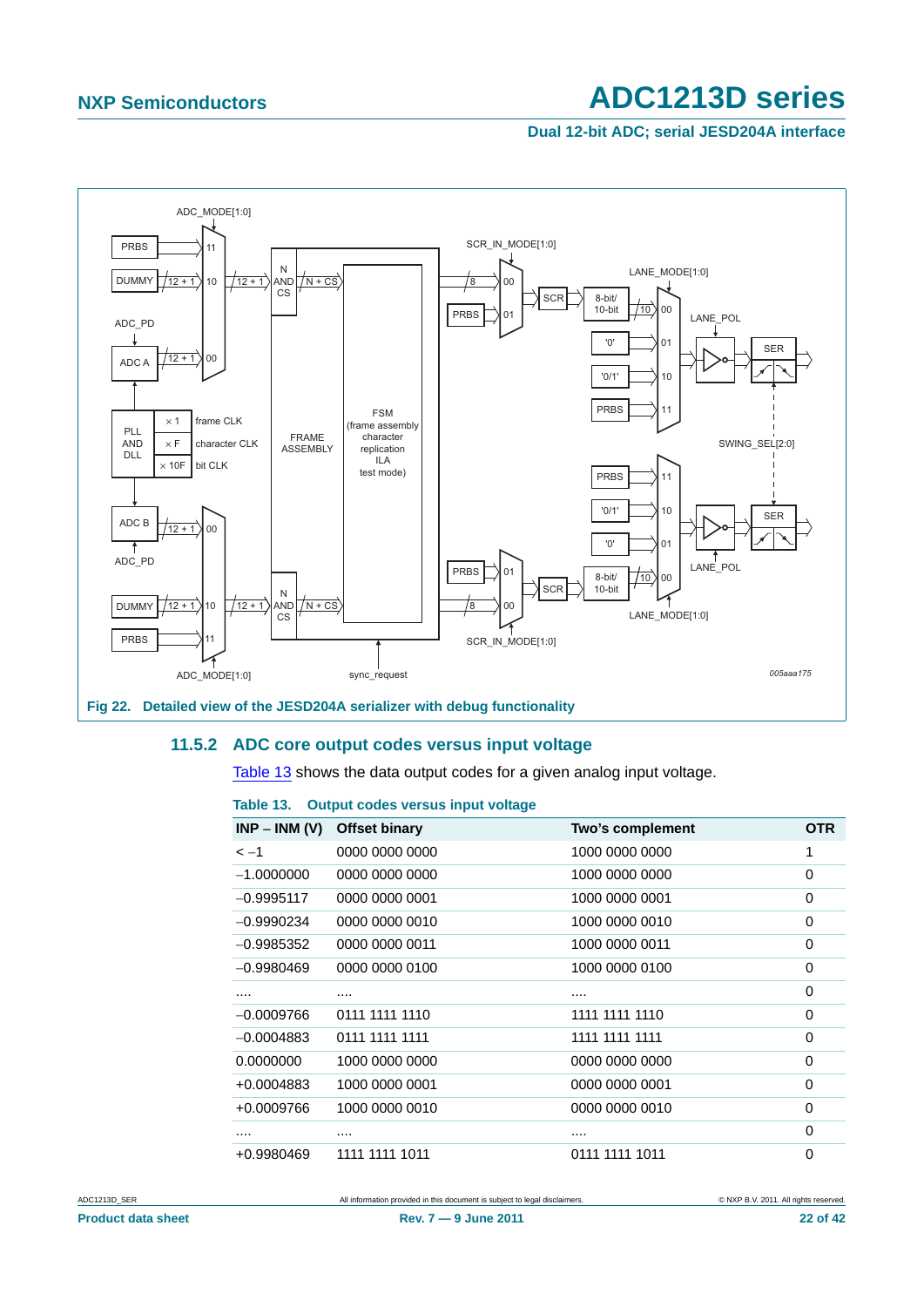ADC_MODE[1:0]

PRBS

DUMMY

12 + 1

11

10

N AND CS

N + CS

12 + 1

ADC_PD

ADC A

12 + 1

00

PLL AND DLL

× 1

× F

× 10F

frame CLK

character CLK

bit CLK

FRAME ASSEMBLY

FSM (frame assembly character replication ILA test mode)

ADC B

12 + 1

00

ADC_PD

DUMMY

12 + 1

10

12 + 1

N AND CS

N + CS

PRBS

11

ADC_MODE[1:0]

sync_request

SCR_IN_MODE[1:0]

8

00

PRBS

01

SCR

8-bit/ 10-bit

10

LANE_MODE[1:0]

00

'0'

01

'0/1'

10

PRBS

11

LANE_POL

SER

SWING_SEL[2:0]

PRBS

11

'0/1'

10

'0'

01

SER

LANE_POL

PRBS

01

SCR

8-bit/ 10-bit

10

00

8

00

LANE_MODE[1:0]

SCR_IN_MODE[1:0]

005aaa175

**Fig 22. Detailed view of the JESD204A serializer with debug functionality**

### 11.5.2 ADC core output codes versus input voltage

Table 13 shows the data output codes for a given analog input voltage.

**Table 13. Output codes versus input voltage**

| INP − INM (V) | Offset binary | Two's complement | OTR |
|---|---|---|---|
| < −1 | 0000 0000 0000 | 1000 0000 0000 | 1 |
| −1.0000000 | 0000 0000 0000 | 1000 0000 0000 | 0 |
| −0.9995117 | 0000 0000 0001 | 1000 0000 0001 | 0 |
| −0.9990234 | 0000 0000 0010 | 1000 0000 0010 | 0 |
| −0.9985352 | 0000 0000 0011 | 1000 0000 0011 | 0 |
| −0.9980469 | 0000 0000 0100 | 1000 0000 0100 | 0 |
| .... | .... | .... | 0 |
| −0.0009766 | 0111 1111 1110 | 1111 1111 1110 | 0 |
| −0.0004883 | 0111 1111 1111 | 1111 1111 1111 | 0 |
| 0.0000000 | 1000 0000 0000 | 0000 0000 0000 | 0 |
| +0.0004883 | 1000 0000 0001 | 0000 0000 0001 | 0 |
| +0.0009766 | 1000 0000 0010 | 0000 0000 0010 | 0 |
| .... | .... | .... | 0 |
| +0.9980469 | 1111 1111 1011 | 0111 1111 1011 | 0 |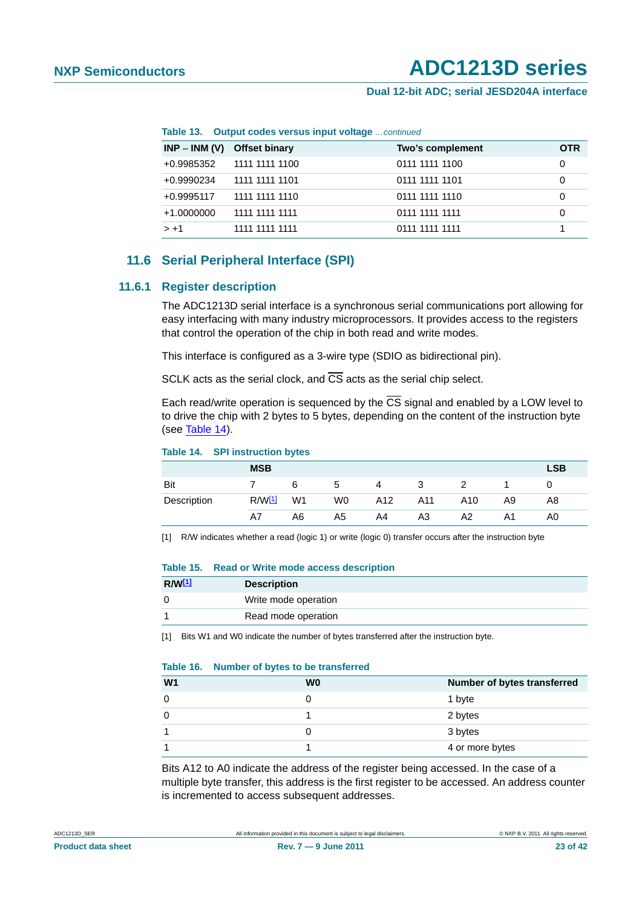**Table 13. Output codes versus input voltage** *...continued*

| INP – INM (V) | Offset binary | Two's complement | OTR |
|---|---|---|---|
| +0.9985352 | 1111 1111 1100 | 0111 1111 1100 | 0 |
| +0.9990234 | 1111 1111 1101 | 0111 1111 1101 | 0 |
| +0.9995117 | 1111 1111 1110 | 0111 1111 1110 | 0 |
| +1.0000000 | 1111 1111 1111 | 0111 1111 1111 | 0 |
| > +1 | 1111 1111 1111 | 0111 1111 1111 | 1 |

## 11.6 Serial Peripheral Interface (SPI)

### 11.6.1 Register description

The ADC1213D serial interface is a synchronous serial communications port allowing for easy interfacing with many industry microprocessors. It provides access to the registers that control the operation of the chip in both read and write modes.

This interface is configured as a 3-wire type (SDIO as bidirectional pin).

SCLK acts as the serial clock, and $\overline{CS}$ acts as the serial chip select.

Each read/write operation is sequenced by the $\overline{CS}$ signal and enabled by a LOW level to to drive the chip with 2 bytes to 5 bytes, depending on the content of the instruction byte (see Table 14).

**Table 14. SPI instruction bytes**

| | MSB | | | | | | | LSB |
|---|---|---|---|---|---|---|---|---|
| Bit | 7 | 6 | 5 | 4 | 3 | 2 | 1 | 0 |
| Description | R/W[1] | W1 | W0 | A12 | A11 | A10 | A9 | A8 |
| | A7 | A6 | A5 | A4 | A3 | A2 | A1 | A0 |

[1] R/W indicates whether a read (logic 1) or write (logic 0) transfer occurs after the instruction byte

**Table 15. Read or Write mode access description**

| R/W[1] | Description |
|---|---|
| 0 | Write mode operation |
| 1 | Read mode operation |

[1] Bits W1 and W0 indicate the number of bytes transferred after the instruction byte.

**Table 16. Number of bytes to be transferred**

| W1 | W0 | Number of bytes transferred |
|---|---|---|
| 0 | 0 | 1 byte |
| 0 | 1 | 2 bytes |
| 1 | 0 | 3 bytes |
| 1 | 1 | 4 or more bytes |

Bits A12 to A0 indicate the address of the register being accessed. In the case of a multiple byte transfer, this address is the first register to be accessed. An address counter is incremented to access subsequent addresses.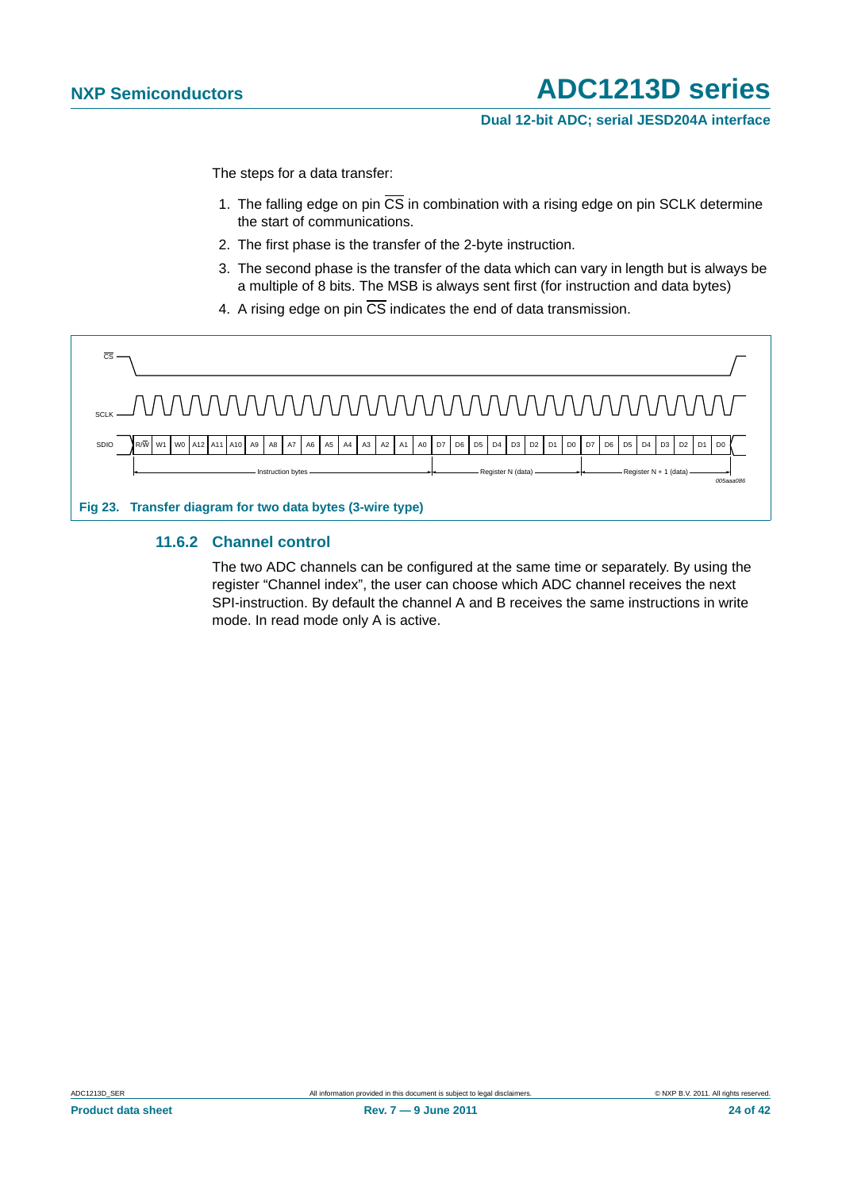The steps for a data transfer:

1. The falling edge on pin $\overline{CS}$ in combination with a rising edge on pin SCLK determine the start of communications.
2. The first phase is the transfer of the 2-byte instruction.
3. The second phase is the transfer of the data which can vary in length but is always be a multiple of 8 bits. The MSB is always sent first (for instruction and data bytes)
4. A rising edge on pin $\overline{CS}$ indicates the end of data transmission.

$\overline{CS}$

SCLK

SDIO

R/$\overline{W}$ W1 W0 A12 A11 A10 A9 A8 A7 A6 A5 A4 A3 A2 A1 A0 D7 D6 D5 D4 D3 D2 D1 D0 D7 D6 D5 D4 D3 D2 D1 D0

Instruction bytes

Register N (data)

Register N + 1 (data)

005aaa086

**Fig 23. Transfer diagram for two data bytes (3-wire type)**

### 11.6.2 Channel control

The two ADC channels can be configured at the same time or separately. By using the register “Channel index”, the user can choose which ADC channel receives the next SPI-instruction. By default the channel A and B receives the same instructions in write mode. In read mode only A is active.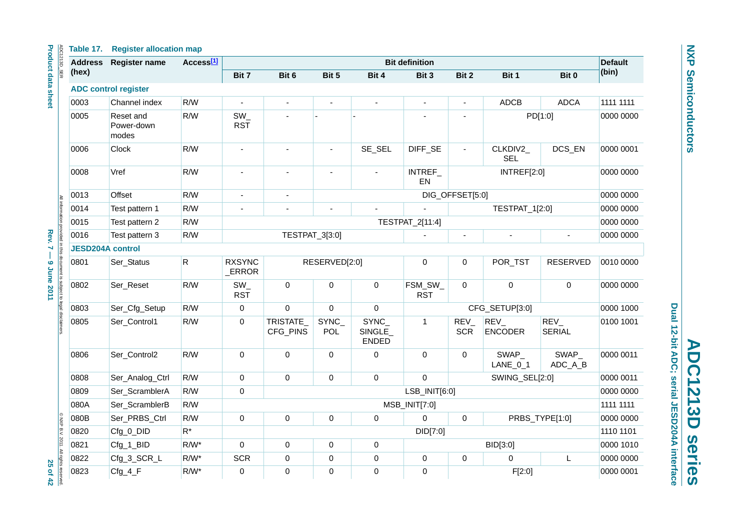Table 17. Register allocation map

| Address (hex) | Register name | Access[1] | Bit definition | | | | | | | | Default (bin) |
|---|---|---|---|---|---|---|---|---|---|---|---|
| | | | Bit 7 | Bit 6 | Bit 5 | Bit 4 | Bit 3 | Bit 2 | Bit 1 | Bit 0 | |
| **ADC control register** | | | | | | | | | | | |
| 0003 | Channel index | R/W | - | - | - | - | - | - | ADCB | ADCA | 1111 1111 |
| 0005 | Reset and Power-down modes | R/W | SW_RST | - | - | - | - | - | PD[1:0] | | 0000 0000 |
| 0006 | Clock | R/W | - | - | - | SE_SEL | DIFF_SE | - | CLKDIV2_SEL | DCS_EN | 0000 0001 |
| 0008 | Vref | R/W | - | - | - | - | INTREF_EN | INTREF[2:0] | | | 0000 0000 |
| 0013 | Offset | R/W | - | - | DIG_OFFSET[5:0] | | | | | | 0000 0000 |
| 0014 | Test pattern 1 | R/W | - | - | - | - | - | TESTPAT_1[2:0] | | | 0000 0000 |
| 0015 | Test pattern 2 | R/W | TESTPAT_2[11:4] | | | | | | | | 0000 0000 |
| 0016 | Test pattern 3 | R/W | TESTPAT_3[3:0] | | | | - | - | - | - | 0000 0000 |
| **JESD204A control** | | | | | | | | | | | |
| 0801 | Ser_Status | R | RXSYNC_ERROR | RESERVED[2:0] | | | 0 | 0 | POR_TST | RESERVED | 0010 0000 |
| 0802 | Ser_Reset | R/W | SW_RST | 0 | 0 | 0 | FSM_SW_RST | 0 | 0 | 0 | 0000 0000 |
| 0803 | Ser_Cfg_Setup | R/W | 0 | 0 | 0 | 0 | CFG_SETUP[3:0] | | | | 0000 1000 |
| 0805 | Ser_Control1 | R/W | 0 | TRISTATE_CFG_PINS | SYNC_POL | SYNC_SINGLE_ENDED | 1 | REV_SCR | REV_ENCODER | REV_SERIAL | 0100 1001 |
| 0806 | Ser_Control2 | R/W | 0 | 0 | 0 | 0 | 0 | 0 | SWAP_LANE_0_1 | SWAP_ADC_A_B | 0000 0011 |
| 0808 | Ser_Analog_Ctrl | R/W | 0 | 0 | 0 | 0 | 0 | SWING_SEL[2:0] | | | 0000 0011 |
| 0809 | Ser_ScramblerA | R/W | 0 | LSB_INIT[6:0] | | | | | | | 0000 0000 |
| 080A | Ser_ScramblerB | R/W | MSB_INIT[7:0] | | | | | | | | 1111 1111 |
| 080B | Ser_PRBS_Ctrl | R/W | 0 | 0 | 0 | 0 | 0 | 0 | PRBS_TYPE[1:0] | | 0000 0000 |
| 0820 | Cfg_0_DID | R* | DID[7:0] | | | | | | | | 1110 1101 |
| 0821 | Cfg_1_BID | R/W* | 0 | 0 | 0 | 0 | BID[3:0] | | | | 0000 1010 |
| 0822 | Cfg_3_SCR_L | R/W* | SCR | 0 | 0 | 0 | 0 | 0 | 0 | L | 0000 0000 |
| 0823 | Cfg_4_F | R/W* | 0 | 0 | 0 | 0 | 0 | F[2:0] | | | 0000 0001 |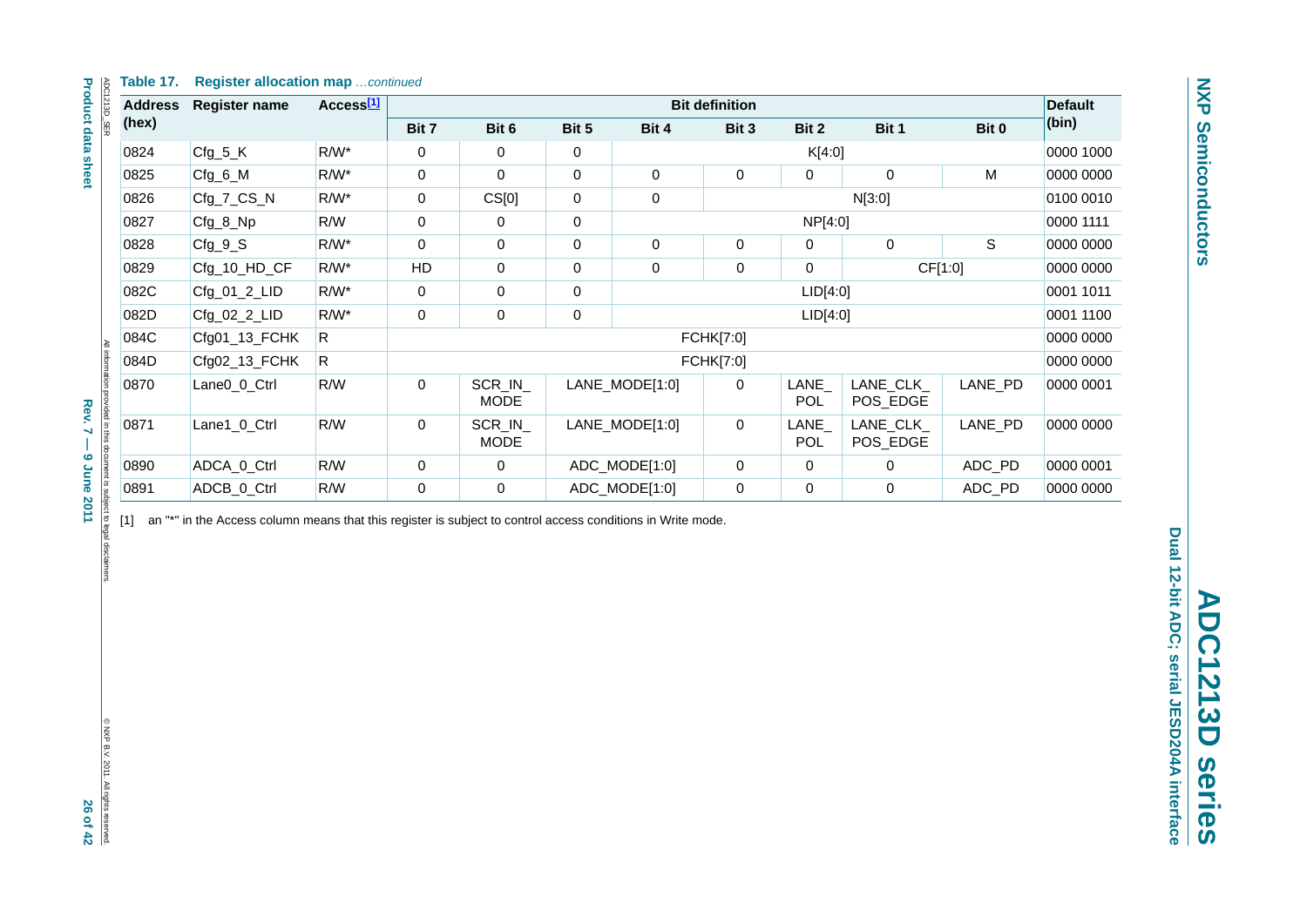**Table 17. Register allocation map** *...continued*

| Address (hex) | Register name | Access[1] | Bit definition | | | | | | | | Default (bin) |
|---|---|---|---|---|---|---|---|---|---|---|---|
| | | | Bit 7 | Bit 6 | Bit 5 | Bit 4 | Bit 3 | Bit 2 | Bit 1 | Bit 0 | |
| 0824 | Cfg_5_K | R/W* | 0 | 0 | 0 | K[4:0] | | | | | 0000 1000 |
| 0825 | Cfg_6_M | R/W* | 0 | 0 | 0 | 0 | 0 | 0 | 0 | M | 0000 0000 |
| 0826 | Cfg_7_CS_N | R/W* | 0 | CS[0] | 0 | 0 | N[3:0] | | | | 0100 0010 |
| 0827 | Cfg_8_Np | R/W | 0 | 0 | 0 | NP[4:0] | | | | | 0000 1111 |
| 0828 | Cfg_9_S | R/W* | 0 | 0 | 0 | 0 | 0 | 0 | 0 | S | 0000 0000 |
| 0829 | Cfg_10_HD_CF | R/W* | HD | 0 | 0 | 0 | 0 | 0 | CF[1:0] | | 0000 0000 |
| 082C | Cfg_01_2_LID | R/W* | 0 | 0 | 0 | LID[4:0] | | | | | 0001 1011 |
| 082D | Cfg_02_2_LID | R/W* | 0 | 0 | 0 | LID[4:0] | | | | | 0001 1100 |
| 084C | Cfg01_13_FCHK | R | FCHK[7:0] | | | | | | | | 0000 0000 |
| 084D | Cfg02_13_FCHK | R | FCHK[7:0] | | | | | | | | 0000 0000 |
| 0870 | Lane0_0_Ctrl | R/W | 0 | SCR_IN_MODE | LANE_MODE[1:0] | | 0 | LANE_POL | LANE_CLK_POS_EDGE | LANE_PD | 0000 0001 |
| 0871 | Lane1_0_Ctrl | R/W | 0 | SCR_IN_MODE | LANE_MODE[1:0] | | 0 | LANE_POL | LANE_CLK_POS_EDGE | LANE_PD | 0000 0000 |
| 0890 | ADCA_0_Ctrl | R/W | 0 | 0 | ADC_MODE[1:0] | | 0 | 0 | 0 | ADC_PD | 0000 0001 |
| 0891 | ADCB_0_Ctrl | R/W | 0 | 0 | ADC_MODE[1:0] | | 0 | 0 | 0 | ADC_PD | 0000 0000 |

[1] an "*" in the Access column means that this register is subject to control access conditions in Write mode.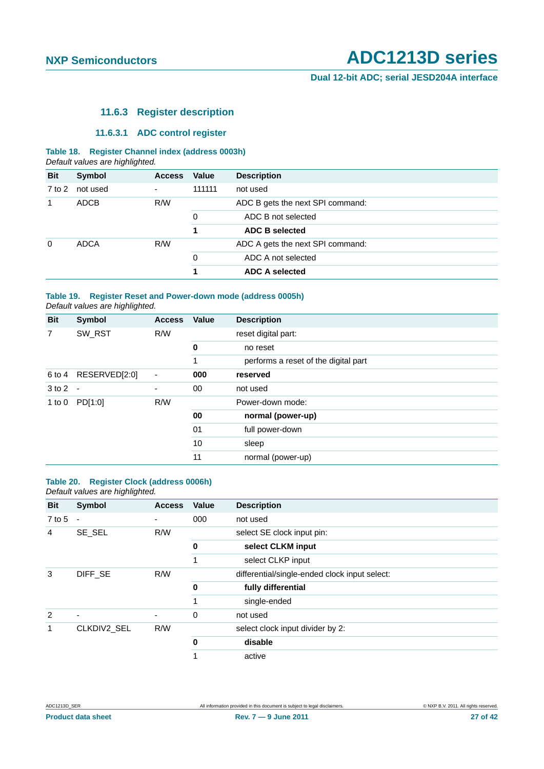### 11.6.3 Register description

#### 11.6.3.1 ADC control register

**Table 18. Register Channel index (address 0003h)**

*Default values are highlighted.*

| Bit | Symbol | Access | Value | Description |
|---|---|---|---|---|
| 7 to 2 | not used | - | 111111 | not used |
| 1 | ADCB | R/W | | ADC B gets the next SPI command: |
| | | | 0 | ADC B not selected |
| | | | **1** | **ADC B selected** |
| 0 | ADCA | R/W | | ADC A gets the next SPI command: |
| | | | 0 | ADC A not selected |
| | | | **1** | **ADC A selected** |

**Table 19. Register Reset and Power-down mode (address 0005h)**

*Default values are highlighted.*

| Bit | Symbol | Access | Value | Description |
|---|---|---|---|---|
| 7 | SW_RST | R/W | | reset digital part: |
| | | | **0** | no reset |
| | | | 1 | performs a reset of the digital part |
| 6 to 4 | RESERVED[2:0] | - | **000** | **reserved** |
| 3 to 2 | - | - | 00 | not used |
| 1 to 0 | PD[1:0] | R/W | | Power-down mode: |
| | | | **00** | **normal (power-up)** |
| | | | 01 | full power-down |
| | | | 10 | sleep |
| | | | 11 | normal (power-up) |

**Table 20. Register Clock (address 0006h)**

*Default values are highlighted.*

| Bit | Symbol | Access | Value | Description |
|---|---|---|---|---|
| 7 to 5 | - | - | 000 | not used |
| 4 | SE_SEL | R/W | | select SE clock input pin: |
| | | | **0** | **select CLKM input** |
| | | | 1 | select CLKP input |
| 3 | DIFF_SE | R/W | | differential/single-ended clock input select: |
| | | | **0** | **fully differential** |
| | | | 1 | single-ended |
| 2 | - | - | 0 | not used |
| 1 | CLKDIV2_SEL | R/W | | select clock input divider by 2: |
| | | | **0** | **disable** |
| | | | 1 | active |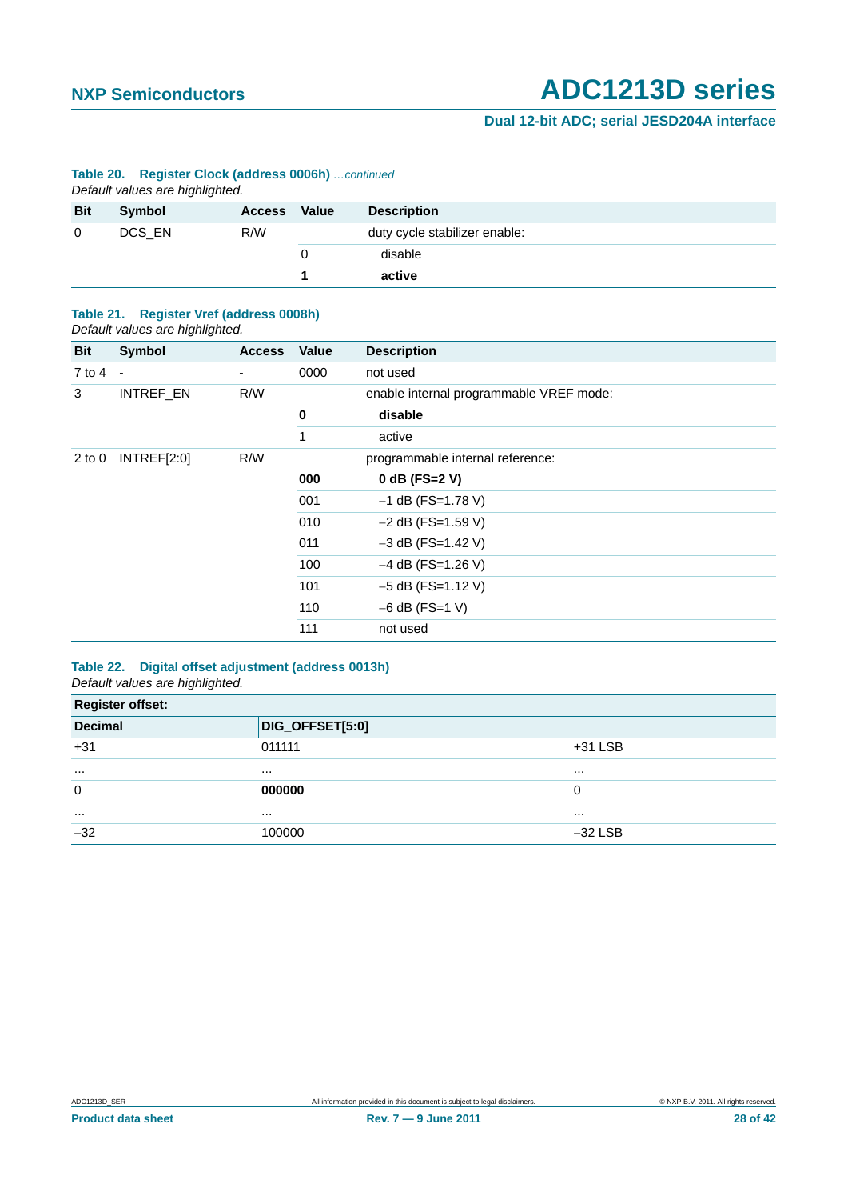**Table 20. Register Clock (address 0006h)** *...continued*

*Default values are highlighted.*

| Bit | Symbol | Access | Value | Description |
|---|---|---|---|---|
| 0 | DCS_EN | R/W | | duty cycle stabilizer enable: |
| | | | 0 | disable |
| | | | **1** | **active** |

**Table 21. Register Vref (address 0008h)**

*Default values are highlighted.*

| Bit | Symbol | Access | Value | Description |
|---|---|---|---|---|
| 7 to 4 | - | - | 0000 | not used |
| 3 | INTREF_EN | R/W | | enable internal programmable VREF mode: |
| | | | **0** | **disable** |
| | | | 1 | active |
| 2 to 0 | INTREF[2:0] | R/W | | programmable internal reference: |
| | | | **000** | **0 dB (FS=2 V)** |
| | | | 001 | −1 dB (FS=1.78 V) |
| | | | 010 | −2 dB (FS=1.59 V) |
| | | | 011 | −3 dB (FS=1.42 V) |
| | | | 100 | −4 dB (FS=1.26 V) |
| | | | 101 | −5 dB (FS=1.12 V) |
| | | | 110 | −6 dB (FS=1 V) |
| | | | 111 | not used |

**Table 22. Digital offset adjustment (address 0013h)**

*Default values are highlighted.*

| Register offset: | | |
|---|---|---|
| **Decimal** | **DIG_OFFSET[5:0]** | |
| +31 | 011111 | +31 LSB |
| ... | ... | ... |
| 0 | **000000** | 0 |
| ... | ... | ... |
| −32 | 100000 | −32 LSB |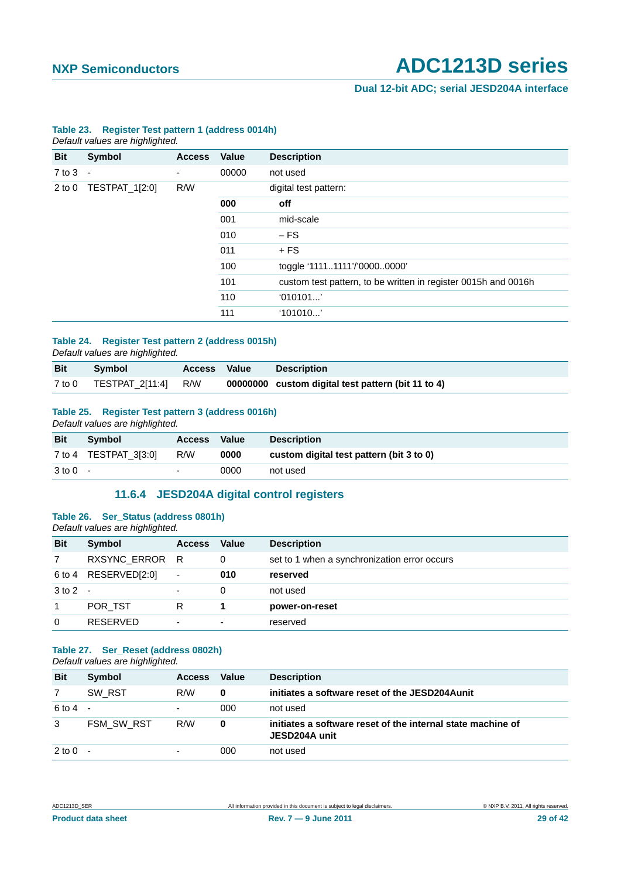**Table 23. Register Test pattern 1 (address 0014h)**

*Default values are highlighted.*

| Bit | Symbol | Access | Value | Description |
|---|---|---|---|---|
| 7 to 3 | - | - | 00000 | not used |
| 2 to 0 | TESTPAT_1[2:0] | R/W | | digital test pattern: |
| | | | **000** | **off** |
| | | | 001 | mid-scale |
| | | | 010 | − FS |
| | | | 011 | + FS |
| | | | 100 | toggle ‘1111..1111’/’0000..0000’ |
| | | | 101 | custom test pattern, to be written in register 0015h and 0016h |
| | | | 110 | ‘010101...’ |
| | | | 111 | ‘101010...’ |

**Table 24. Register Test pattern 2 (address 0015h)**

*Default values are highlighted.*

| Bit | Symbol | Access | Value | Description |
|---|---|---|---|---|
| 7 to 0 | TESTPAT_2[11:4] | R/W | **00000000** | **custom digital test pattern (bit 11 to 4)** |

**Table 25. Register Test pattern 3 (address 0016h)**

*Default values are highlighted.*

| Bit | Symbol | Access | Value | Description |
|---|---|---|---|---|
| 7 to 4 | TESTPAT_3[3:0] | R/W | **0000** | **custom digital test pattern (bit 3 to 0)** |
| 3 to 0 | - | - | 0000 | not used |

### 11.6.4 JESD204A digital control registers

**Table 26. Ser_Status (address 0801h)**

*Default values are highlighted.*

| Bit | Symbol | Access | Value | Description |
|---|---|---|---|---|
| 7 | RXSYNC_ERROR | R | 0 | set to 1 when a synchronization error occurs |
| 6 to 4 | RESERVED[2:0] | - | **010** | **reserved** |
| 3 to 2 | - | - | 0 | not used |
| 1 | POR_TST | R | **1** | **power-on-reset** |
| 0 | RESERVED | - | - | reserved |

**Table 27. Ser_Reset (address 0802h)**

*Default values are highlighted.*

| Bit | Symbol | Access | Value | Description |
|---|---|---|---|---|
| 7 | SW_RST | R/W | **0** | **initiates a software reset of the JESD204Aunit** |
| 6 to 4 | - | - | 000 | not used |
| 3 | FSM_SW_RST | R/W | **0** | **initiates a software reset of the internal state machine of JESD204A unit** |
| 2 to 0 | - | - | 000 | not used |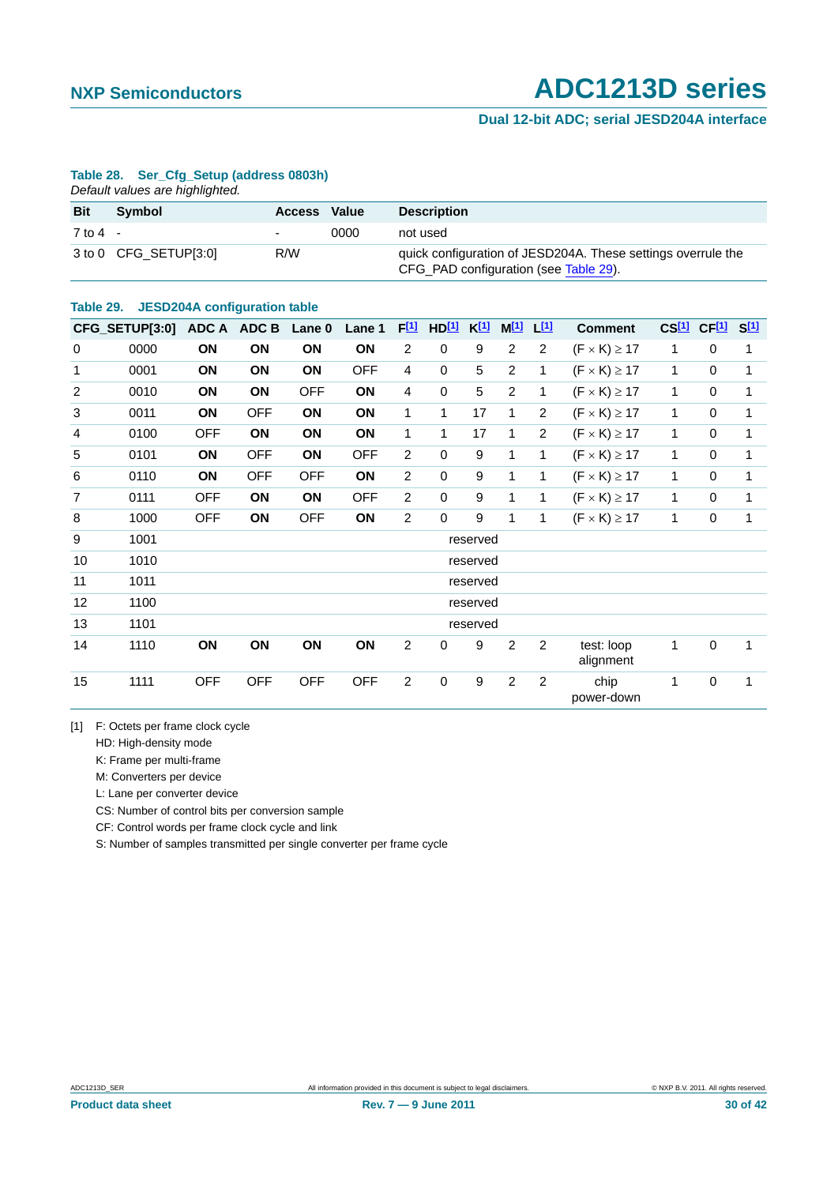**Table 28. Ser_Cfg_Setup (address 0803h)**

*Default values are highlighted.*

| Bit | Symbol | Access | Value | Description |
|---|---|---|---|---|
| 7 to 4 | - | - | 0000 | not used |
| 3 to 0 | CFG_SETUP[3:0] | R/W | | quick configuration of JESD204A. These settings overrule the CFG_PAD configuration (see Table 29). |

**Table 29. JESD204A configuration table**

| CFG_SETUP[3:0] | | ADC A | ADC B | Lane 0 | Lane 1 | F[1] | HD[1] | K[1] | M[1] | L[1] | Comment | CS[1] | CF[1] | S[1] |
|---|---|---|---|---|---|---|---|---|---|---|---|---|---|---|
| 0 | 0000 | **ON** | **ON** | **ON** | **ON** | 2 | 0 | 9 | 2 | 2 | (F × K) ≥ 17 | 1 | 0 | 1 |
| 1 | 0001 | **ON** | **ON** | **ON** | OFF | 4 | 0 | 5 | 2 | 1 | (F × K) ≥ 17 | 1 | 0 | 1 |
| 2 | 0010 | **ON** | **ON** | OFF | **ON** | 4 | 0 | 5 | 2 | 1 | (F × K) ≥ 17 | 1 | 0 | 1 |
| 3 | 0011 | **ON** | OFF | **ON** | **ON** | 1 | 1 | 17 | 1 | 2 | (F × K) ≥ 17 | 1 | 0 | 1 |
| 4 | 0100 | OFF | **ON** | **ON** | **ON** | 1 | 1 | 17 | 1 | 2 | (F × K) ≥ 17 | 1 | 0 | 1 |
| 5 | 0101 | **ON** | OFF | **ON** | OFF | 2 | 0 | 9 | 1 | 1 | (F × K) ≥ 17 | 1 | 0 | 1 |
| 6 | 0110 | **ON** | OFF | OFF | **ON** | 2 | 0 | 9 | 1 | 1 | (F × K) ≥ 17 | 1 | 0 | 1 |
| 7 | 0111 | OFF | **ON** | **ON** | OFF | 2 | 0 | 9 | 1 | 1 | (F × K) ≥ 17 | 1 | 0 | 1 |
| 8 | 1000 | OFF | **ON** | OFF | **ON** | 2 | 0 | 9 | 1 | 1 | (F × K) ≥ 17 | 1 | 0 | 1 |
| 9 | 1001 | reserved | | | | | | | | | | | | |
| 10 | 1010 | reserved | | | | | | | | | | | | |
| 11 | 1011 | reserved | | | | | | | | | | | | |
| 12 | 1100 | reserved | | | | | | | | | | | | |
| 13 | 1101 | reserved | | | | | | | | | | | | |
| 14 | 1110 | **ON** | **ON** | **ON** | **ON** | 2 | 0 | 9 | 2 | 2 | test: loop alignment | 1 | 0 | 1 |
| 15 | 1111 | OFF | OFF | OFF | OFF | 2 | 0 | 9 | 2 | 2 | chip power-down | 1 | 0 | 1 |

[1] F: Octets per frame clock cycle

HD: High-density mode

K: Frame per multi-frame

M: Converters per device

L: Lane per converter device

CS: Number of control bits per conversion sample

CF: Control words per frame clock cycle and link

S: Number of samples transmitted per single converter per frame cycle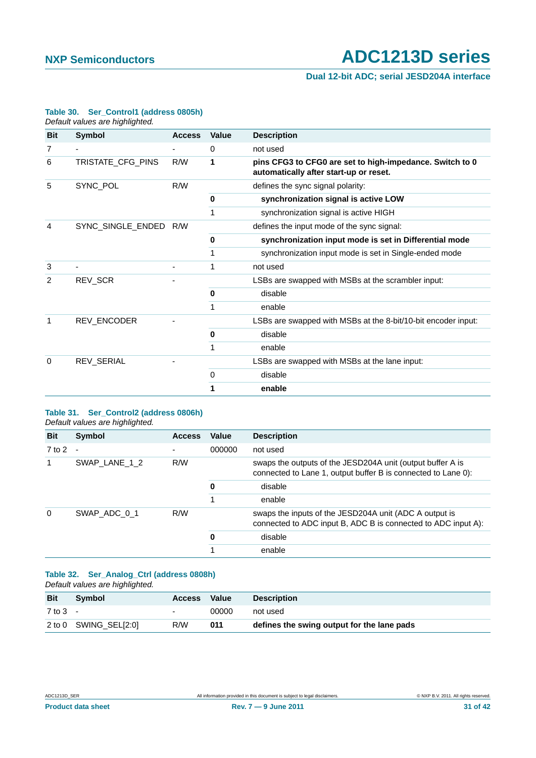**Table 30. Ser_Control1 (address 0805h)**

*Default values are highlighted.*

| Bit | Symbol | Access | Value | Description |
|---|---|---|---|---|
| 7 | - | - | 0 | not used |
| 6 | TRISTATE_CFG_PINS | R/W | **1** | **pins CFG3 to CFG0 are set to high-impedance. Switch to 0 automatically after start-up or reset.** |
| 5 | SYNC_POL | R/W | | defines the sync signal polarity: |
| | | | **0** | **synchronization signal is active LOW** |
| | | | 1 | synchronization signal is active HIGH |
| 4 | SYNC_SINGLE_ENDED | R/W | | defines the input mode of the sync signal: |
| | | | **0** | **synchronization input mode is set in Differential mode** |
| | | | 1 | synchronization input mode is set in Single-ended mode |
| 3 | - | - | 1 | not used |
| 2 | REV_SCR | - | | LSBs are swapped with MSBs at the scrambler input: |
| | | | **0** | disable |
| | | | 1 | enable |
| 1 | REV_ENCODER | - | | LSBs are swapped with MSBs at the 8-bit/10-bit encoder input: |
| | | | **0** | disable |
| | | | 1 | enable |
| 0 | REV_SERIAL | - | | LSBs are swapped with MSBs at the lane input: |
| | | | 0 | disable |
| | | | **1** | **enable** |

**Table 31. Ser_Control2 (address 0806h)**

*Default values are highlighted.*

| Bit | Symbol | Access | Value | Description |
|---|---|---|---|---|
| 7 to 2 | - | - | 000000 | not used |
| 1 | SWAP_LANE_1_2 | R/W | | swaps the outputs of the JESD204A unit (output buffer A is connected to Lane 1, output buffer B is connected to Lane 0): |
| | | | **0** | disable |
| | | | 1 | enable |
| 0 | SWAP_ADC_0_1 | R/W | | swaps the inputs of the JESD204A unit (ADC A output is connected to ADC input B, ADC B is connected to ADC input A): |
| | | | **0** | disable |
| | | | 1 | enable |

**Table 32. Ser_Analog_Ctrl (address 0808h)**

*Default values are highlighted.*

| Bit | Symbol | Access | Value | Description |
|---|---|---|---|---|
| 7 to 3 | - | - | 00000 | not used |
| 2 to 0 | SWING_SEL[2:0] | R/W | **011** | **defines the swing output for the lane pads** |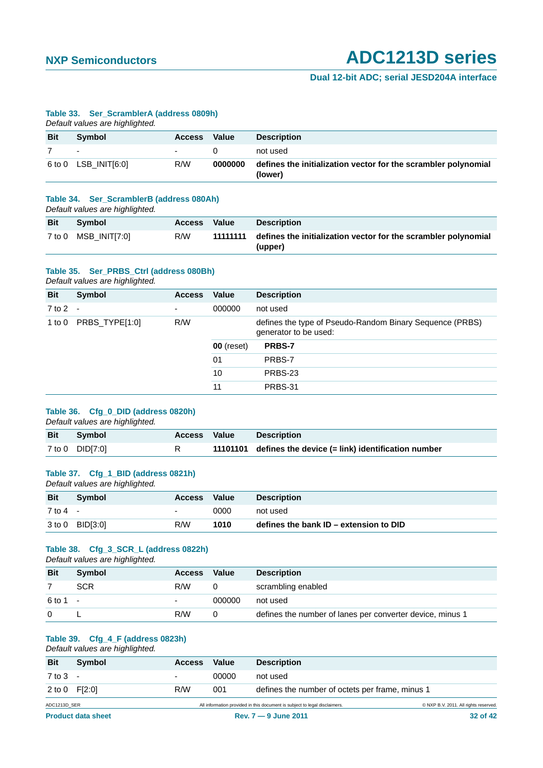**Table 33. Ser_ScramblerA (address 0809h)**

*Default values are highlighted.*

| Bit | Symbol | Access | Value | Description |
|---|---|---|---|---|
| 7 | - | - | 0 | not used |
| 6 to 0 | LSB_INIT[6:0] | R/W | **0000000** | **defines the initialization vector for the scrambler polynomial (lower)** |

**Table 34. Ser_ScramblerB (address 080Ah)**

*Default values are highlighted.*

| Bit | Symbol | Access | Value | Description |
|---|---|---|---|---|
| 7 to 0 | MSB_INIT[7:0] | R/W | **11111111** | **defines the initialization vector for the scrambler polynomial (upper)** |

**Table 35. Ser_PRBS_Ctrl (address 080Bh)**

*Default values are highlighted.*

| Bit | Symbol | Access | Value | Description |
|---|---|---|---|---|
| 7 to 2 | - | - | 000000 | not used |
| 1 to 0 | PRBS_TYPE[1:0] | R/W | | defines the type of Pseudo-Random Binary Sequence (PRBS) generator to be used: |
| | | | **00** (reset) | **PRBS-7** |
| | | | 01 | PRBS-7 |
| | | | 10 | PRBS-23 |
| | | | 11 | PRBS-31 |

**Table 36. Cfg_0_DID (address 0820h)**

*Default values are highlighted.*

| Bit | Symbol | Access | Value | Description |
|---|---|---|---|---|
| 7 to 0 | DID[7:0] | R | **11101101** | **defines the device (= link) identification number** |

**Table 37. Cfg_1_BID (address 0821h)**

*Default values are highlighted.*

| Bit | Symbol | Access | Value | Description |
|---|---|---|---|---|
| 7 to 4 | - | - | 0000 | not used |
| 3 to 0 | BID[3:0] | R/W | **1010** | **defines the bank ID – extension to DID** |

**Table 38. Cfg_3_SCR_L (address 0822h)**

*Default values are highlighted.*

| Bit | Symbol | Access | Value | Description |
|---|---|---|---|---|
| 7 | SCR | R/W | 0 | scrambling enabled |
| 6 to 1 | - | - | 000000 | not used |
| 0 | L | R/W | 0 | defines the number of lanes per converter device, minus 1 |

**Table 39. Cfg_4_F (address 0823h)**

*Default values are highlighted.*

| Bit | Symbol | Access | Value | Description |
|---|---|---|---|---|
| 7 to 3 | - | - | 00000 | not used |
| 2 to 0 | F[2:0] | R/W | 001 | defines the number of octets per frame, minus 1 |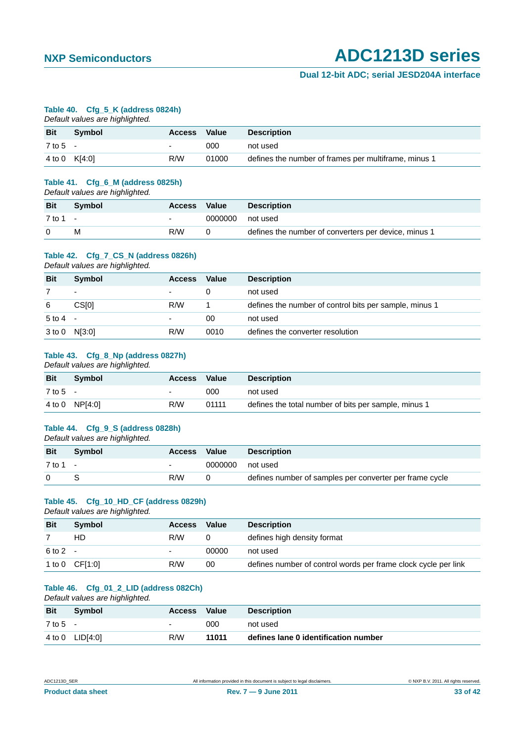**Table 40. Cfg_5_K (address 0824h)**

*Default values are highlighted.*

| Bit | Symbol | Access | Value | Description |
|---|---|---|---|---|
| 7 to 5 | - | - | 000 | not used |
| 4 to 0 | K[4:0] | R/W | 01000 | defines the number of frames per multiframe, minus 1 |

**Table 41. Cfg_6_M (address 0825h)**

*Default values are highlighted.*

| Bit | Symbol | Access | Value | Description |
|---|---|---|---|---|
| 7 to 1 | - | - | 0000000 | not used |
| 0 | M | R/W | 0 | defines the number of converters per device, minus 1 |

**Table 42. Cfg_7_CS_N (address 0826h)**

*Default values are highlighted.*

| Bit | Symbol | Access | Value | Description |
|---|---|---|---|---|
| 7 | - | - | 0 | not used |
| 6 | CS[0] | R/W | 1 | defines the number of control bits per sample, minus 1 |
| 5 to 4 | - | - | 00 | not used |
| 3 to 0 | N[3:0] | R/W | 0010 | defines the converter resolution |

**Table 43. Cfg_8_Np (address 0827h)**

*Default values are highlighted.*

| Bit | Symbol | Access | Value | Description |
|---|---|---|---|---|
| 7 to 5 | - | - | 000 | not used |
| 4 to 0 | NP[4:0] | R/W | 01111 | defines the total number of bits per sample, minus 1 |

**Table 44. Cfg_9_S (address 0828h)**

*Default values are highlighted.*

| Bit | Symbol | Access | Value | Description |
|---|---|---|---|---|
| 7 to 1 | - | - | 0000000 | not used |
| 0 | S | R/W | 0 | defines number of samples per converter per frame cycle |

**Table 45. Cfg_10_HD_CF (address 0829h)**

*Default values are highlighted.*

| Bit | Symbol | Access | Value | Description |
|---|---|---|---|---|
| 7 | HD | R/W | 0 | defines high density format |
| 6 to 2 | - | - | 00000 | not used |
| 1 to 0 | CF[1:0] | R/W | 00 | defines number of control words per frame clock cycle per link |

**Table 46. Cfg_01_2_LID (address 082Ch)**

*Default values are highlighted.*

| Bit | Symbol | Access | Value | Description |
|---|---|---|---|---|
| 7 to 5 | - | - | 000 | not used |
| 4 to 0 | LID[4:0] | R/W | **11011** | **defines lane 0 identification number** |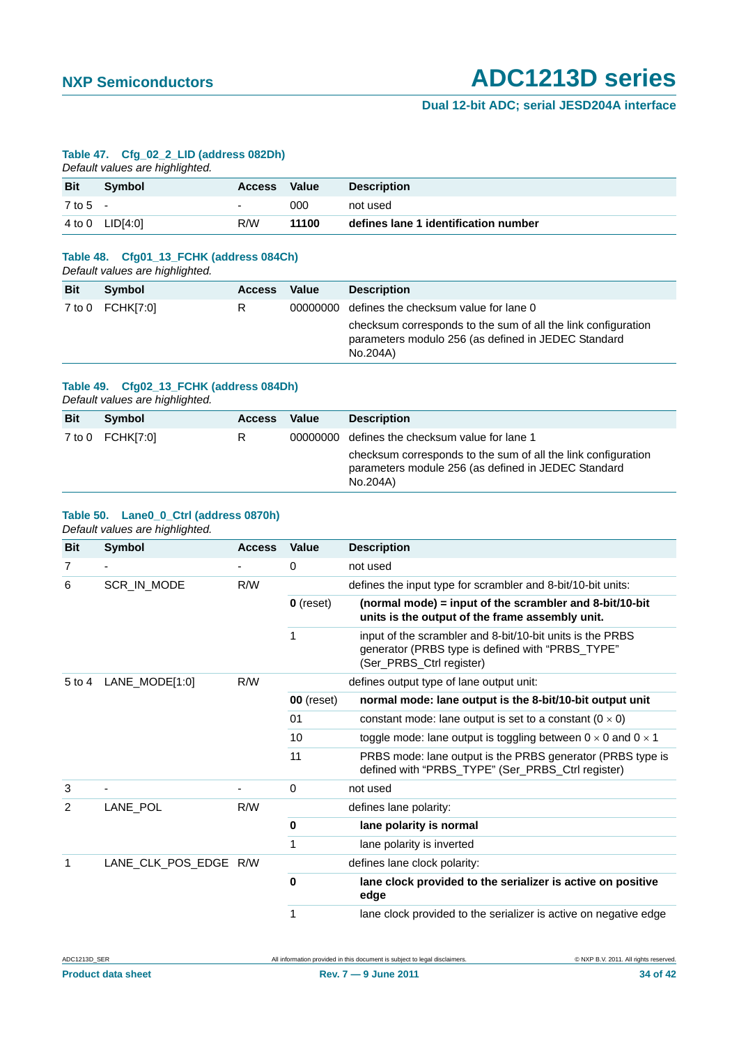**Table 47. Cfg_02_2_LID (address 082Dh)**

*Default values are highlighted.*

| Bit | Symbol | Access | Value | Description |
|---|---|---|---|---|
| 7 to 5 | - | - | 000 | not used |
| 4 to 0 | LID[4:0] | R/W | **11100** | **defines lane 1 identification number** |

**Table 48. Cfg01_13_FCHK (address 084Ch)**

*Default values are highlighted.*

| Bit | Symbol | Access | Value | Description |
|---|---|---|---|---|
| 7 to 0 | FCHK[7:0] | R | 00000000 | defines the checksum value for lane 0 |
| | | | | checksum corresponds to the sum of all the link configuration parameters modulo 256 (as defined in JEDEC Standard No.204A) |

**Table 49. Cfg02_13_FCHK (address 084Dh)**

*Default values are highlighted.*

| Bit | Symbol | Access | Value | Description |
|---|---|---|---|---|
| 7 to 0 | FCHK[7:0] | R | 00000000 | defines the checksum value for lane 1 |
| | | | | checksum corresponds to the sum of all the link configuration parameters module 256 (as defined in JEDEC Standard No.204A) |

**Table 50. Lane0_0_Ctrl (address 0870h)**

*Default values are highlighted.*

| Bit | Symbol | Access | Value | Description |
|---|---|---|---|---|
| 7 | - | - | 0 | not used |
| 6 | SCR_IN_MODE | R/W | | defines the input type for scrambler and 8-bit/10-bit units: |
| | | | **0** (reset) | **(normal mode) = input of the scrambler and 8-bit/10-bit units is the output of the frame assembly unit.** |
| | | | 1 | input of the scrambler and 8-bit/10-bit units is the PRBS generator (PRBS type is defined with "PRBS_TYPE" (Ser_PRBS_Ctrl register) |
| 5 to 4 | LANE_MODE[1:0] | R/W | | defines output type of lane output unit: |
| | | | **00** (reset) | **normal mode: lane output is the 8-bit/10-bit output unit** |
| | | | 01 | constant mode: lane output is set to a constant (0 × 0) |
| | | | 10 | toggle mode: lane output is toggling between 0 × 0 and 0 × 1 |
| | | | 11 | PRBS mode: lane output is the PRBS generator (PRBS type is defined with "PRBS_TYPE" (Ser_PRBS_Ctrl register) |
| 3 | - | - | 0 | not used |
| 2 | LANE_POL | R/W | | defines lane polarity: |
| | | | **0** | **lane polarity is normal** |
| | | | 1 | lane polarity is inverted |
| 1 | LANE_CLK_POS_EDGE | R/W | | defines lane clock polarity: |
| | | | **0** | **lane clock provided to the serializer is active on positive edge** |
| | | | 1 | lane clock provided to the serializer is active on negative edge |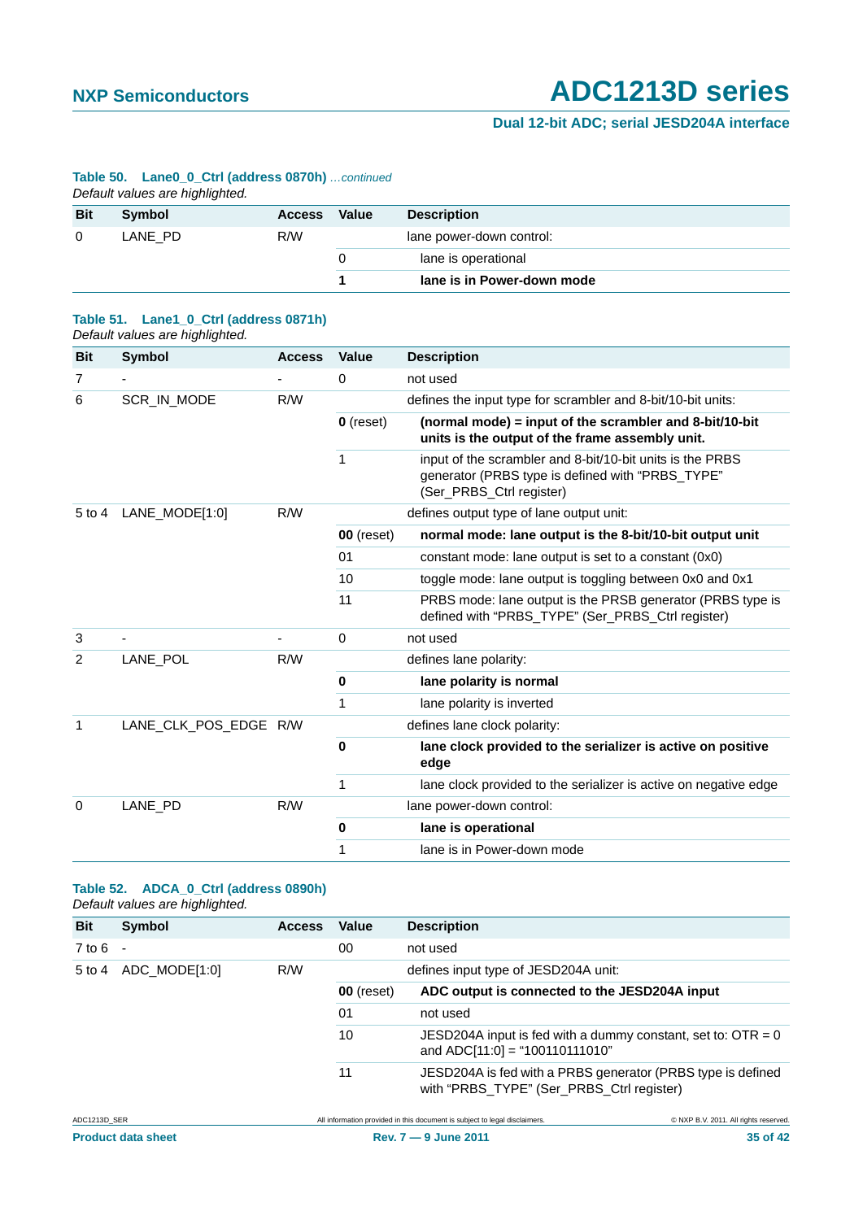**Table 50. Lane0_0_Ctrl (address 0870h)** *…continued*

*Default values are highlighted.*

| Bit | Symbol | Access | Value | Description |
|---|---|---|---|---|
| 0 | LANE_PD | R/W | | lane power-down control: |
| | | | 0 | lane is operational |
| | | | **1** | **lane is in Power-down mode** |

**Table 51. Lane1_0_Ctrl (address 0871h)**

*Default values are highlighted.*

| Bit | Symbol | Access | Value | Description |
|---|---|---|---|---|
| 7 | - | - | 0 | not used |
| 6 | SCR_IN_MODE | R/W | | defines the input type for scrambler and 8-bit/10-bit units: |
| | | | **0** (reset) | **(normal mode) = input of the scrambler and 8-bit/10-bit units is the output of the frame assembly unit.** |
| | | | 1 | input of the scrambler and 8-bit/10-bit units is the PRBS generator (PRBS type is defined with “PRBS_TYPE” (Ser_PRBS_Ctrl register) |
| 5 to 4 | LANE_MODE[1:0] | R/W | | defines output type of lane output unit: |
| | | | **00** (reset) | **normal mode: lane output is the 8-bit/10-bit output unit** |
| | | | 01 | constant mode: lane output is set to a constant (0x0) |
| | | | 10 | toggle mode: lane output is toggling between 0x0 and 0x1 |
| | | | 11 | PRBS mode: lane output is the PRSB generator (PRBS type is defined with “PRBS_TYPE” (Ser_PRBS_Ctrl register) |
| 3 | - | - | 0 | not used |
| 2 | LANE_POL | R/W | | defines lane polarity: |
| | | | **0** | **lane polarity is normal** |
| | | | 1 | lane polarity is inverted |
| 1 | LANE_CLK_POS_EDGE | R/W | | defines lane clock polarity: |
| | | | **0** | **lane clock provided to the serializer is active on positive edge** |
| | | | 1 | lane clock provided to the serializer is active on negative edge |
| 0 | LANE_PD | R/W | | lane power-down control: |
| | | | **0** | **lane is operational** |
| | | | 1 | lane is in Power-down mode |

**Table 52. ADCA_0_Ctrl (address 0890h)**

*Default values are highlighted.*

| Bit | Symbol | Access | Value | Description |
|---|---|---|---|---|
| 7 to 6 | - | | 00 | not used |
| 5 to 4 | ADC_MODE[1:0] | R/W | | defines input type of JESD204A unit: |
| | | | **00** (reset) | **ADC output is connected to the JESD204A input** |
| | | | 01 | not used |
| | | | 10 | JESD204A input is fed with a dummy constant, set to: OTR = 0 and ADC[11:0] = “100110111010” |
| | | | 11 | JESD204A is fed with a PRBS generator (PRBS type is defined with “PRBS_TYPE” (Ser_PRBS_Ctrl register) |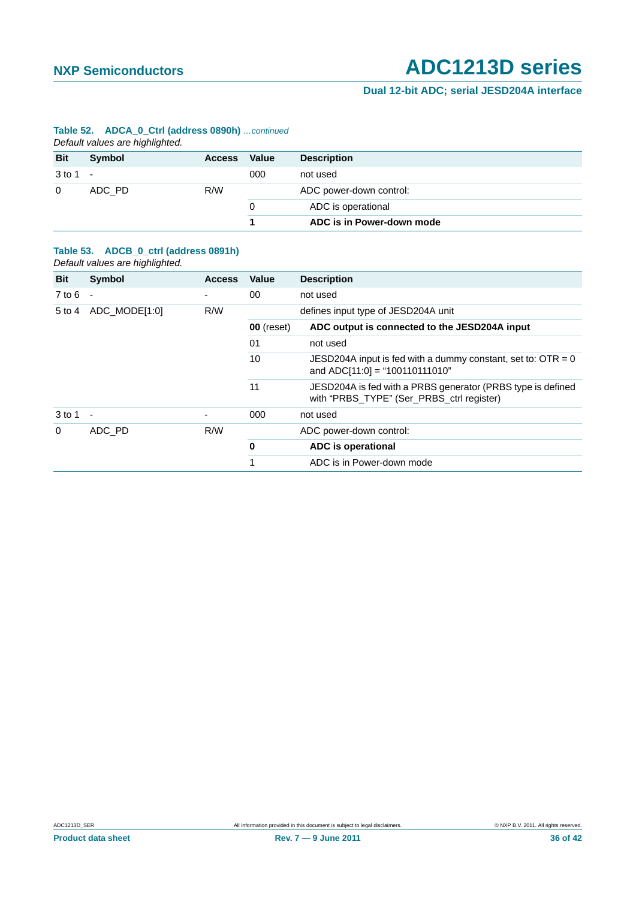**Table 52. ADCA_0_Ctrl (address 0890h)** *…continued*

*Default values are highlighted.*

| Bit | Symbol | Access | Value | Description |
|---|---|---|---|---|
| 3 to 1 | - | | 000 | not used |
| 0 | ADC_PD | R/W | | ADC power-down control: |
| | | | 0 | ADC is operational |
| | | | **1** | **ADC is in Power-down mode** |

**Table 53. ADCB_0_ctrl (address 0891h)**

*Default values are highlighted.*

| Bit | Symbol | Access | Value | Description |
|---|---|---|---|---|
| 7 to 6 | - | - | 00 | not used |
| 5 to 4 | ADC_MODE[1:0] | R/W | | defines input type of JESD204A unit |
| | | | **00** (reset) | **ADC output is connected to the JESD204A input** |
| | | | 01 | not used |
| | | | 10 | JESD204A input is fed with a dummy constant, set to: OTR = 0 and ADC[11:0] = “100110111010” |
| | | | 11 | JESD204A is fed with a PRBS generator (PRBS type is defined with “PRBS_TYPE” (Ser_PRBS_ctrl register) |
| 3 to 1 | - | - | 000 | not used |
| 0 | ADC_PD | R/W | | ADC power-down control: |
| | | | **0** | **ADC is operational** |
| | | | 1 | ADC is in Power-down mode |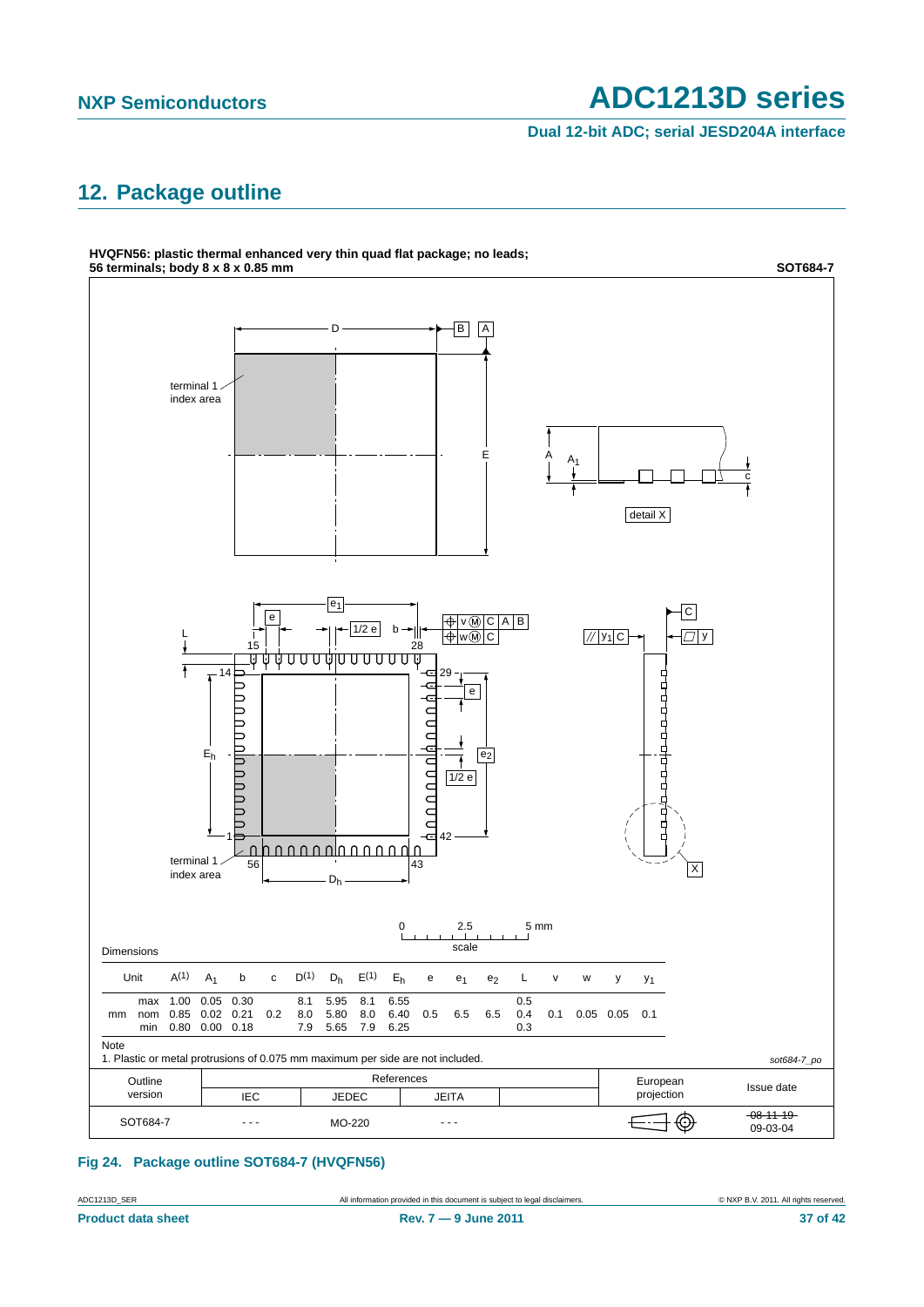## 12. Package outline

**HVQFN56: plastic thermal enhanced very thin quad flat package; no leads; 56 terminals; body 8 x 8 x 0.85 mm** **SOT684-7**

D
B
A
terminal 1 index area
E
A
$A_1$
c
detail X
L
e
$e_1$
1/2 e
b
v Ⓜ C A B
w Ⓜ C
15
28
14
29
e
$E_h$
$e_2$
1/2 e
1
42
terminal 1 index area
56
43
$D_h$
$y_1$ C
C
y
X

0 2.5 5 mm
scale

Dimensions

| Unit | | $A^{(1)}$ | $A_1$ | b | c | $D^{(1)}$ | $D_h$ | $E^{(1)}$ | $E_h$ | e | $e_1$ | $e_2$ | L | v | w | y | $y_1$ |
|---|---|---|---|---|---|---|---|---|---|---|---|---|---|---|---|---|---|
| | max | 1.00 | 0.05 | 0.30 | | 8.1 | 5.95 | 8.1 | 6.55 | | | | 0.5 | | | | |
| mm | nom | 0.85 | 0.02 | 0.21 | 0.2 | 8.0 | 5.80 | 8.0 | 6.40 | 0.5 | 6.5 | 6.5 | 0.4 | 0.1 | 0.05 | 0.05 | 0.1 |
| | min | 0.80 | 0.00 | 0.18 | | 7.9 | 5.65 | 7.9 | 6.25 | | | | 0.3 | | | | |

Note

1. Plastic or metal protrusions of 0.075 mm maximum per side are not included.

*sot684-7_po*

| Outline version | References: IEC | References: JEDEC | References: JEITA | | European projection | Issue date |
|---|---|---|---|---|---|---|
| SOT684-7 | - - - | MO-220 | - - - | | | ~~08-11-19~~ 09-03-04 |

**Fig 24. Package outline SOT684-7 (HVQFN56)**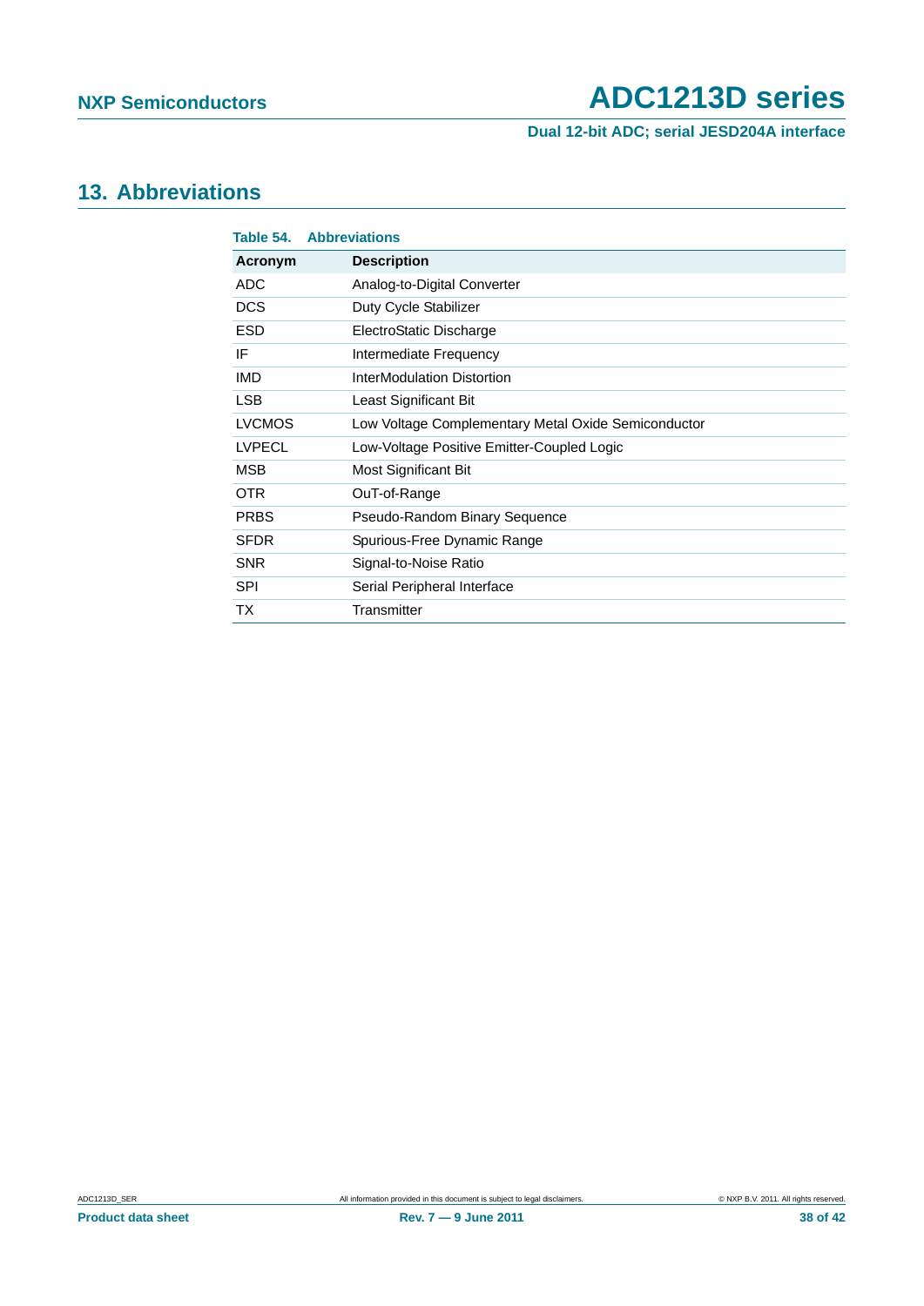## 13. Abbreviations

**Table 54. Abbreviations**

| Acronym | Description |
|---|---|
| ADC | Analog-to-Digital Converter |
| DCS | Duty Cycle Stabilizer |
| ESD | ElectroStatic Discharge |
| IF | Intermediate Frequency |
| IMD | InterModulation Distortion |
| LSB | Least Significant Bit |
| LVCMOS | Low Voltage Complementary Metal Oxide Semiconductor |
| LVPECL | Low-Voltage Positive Emitter-Coupled Logic |
| MSB | Most Significant Bit |
| OTR | OuT-of-Range |
| PRBS | Pseudo-Random Binary Sequence |
| SFDR | Spurious-Free Dynamic Range |
| SNR | Signal-to-Noise Ratio |
| SPI | Serial Peripheral Interface |
| TX | Transmitter |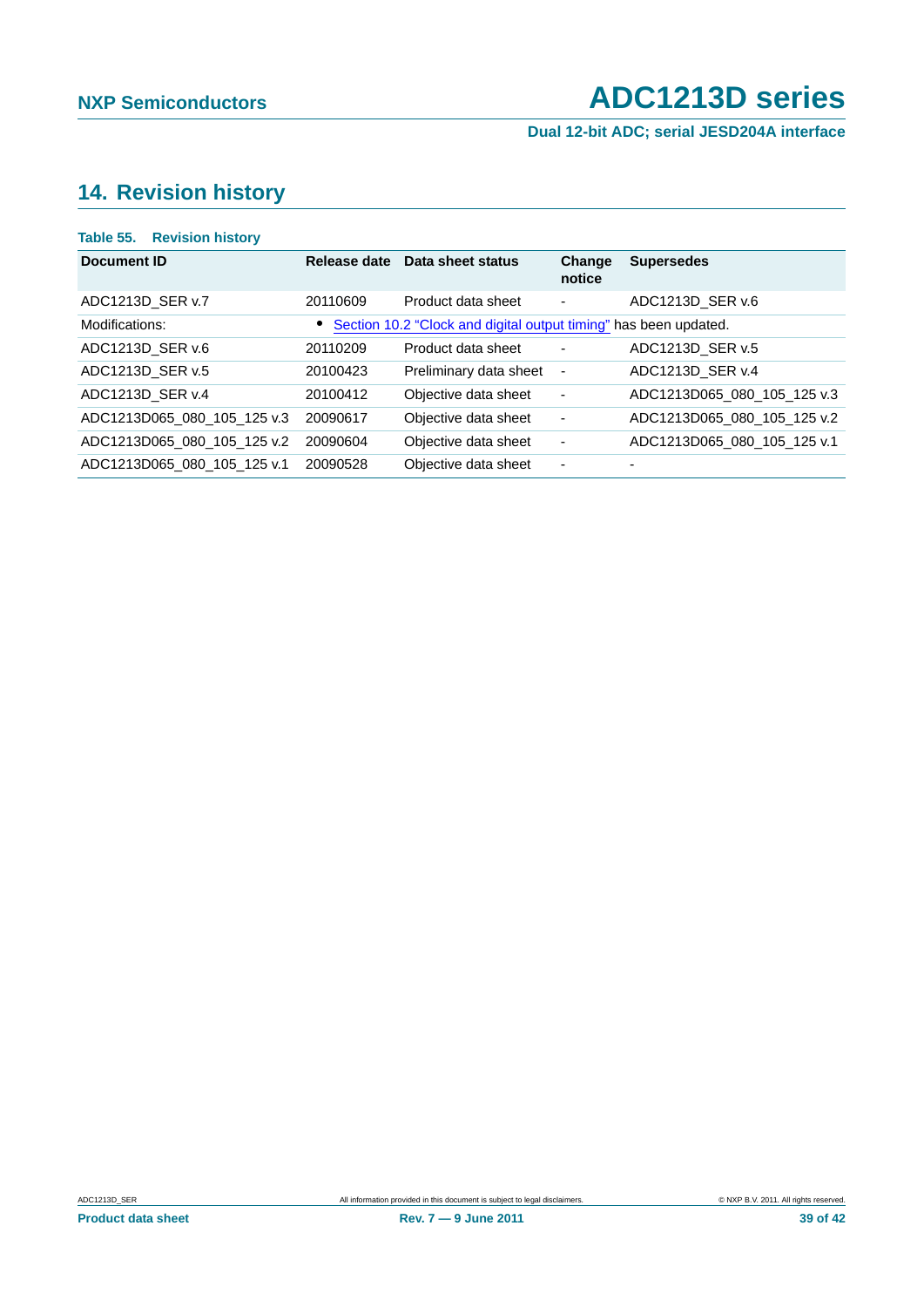## 14. Revision history

**Table 55. Revision history**

| Document ID | Release date | Data sheet status | Change notice | Supersedes |
|---|---|---|---|---|
| ADC1213D_SER v.7 | 20110609 | Product data sheet | - | ADC1213D_SER v.6 |
| Modifications: | • Section 10.2 “Clock and digital output timing” has been updated. | | | |
| ADC1213D_SER v.6 | 20110209 | Product data sheet | - | ADC1213D_SER v.5 |
| ADC1213D_SER v.5 | 20100423 | Preliminary data sheet | - | ADC1213D_SER v.4 |
| ADC1213D_SER v.4 | 20100412 | Objective data sheet | - | ADC1213D065_080_105_125 v.3 |
| ADC1213D065_080_105_125 v.3 | 20090617 | Objective data sheet | - | ADC1213D065_080_105_125 v.2 |
| ADC1213D065_080_105_125 v.2 | 20090604 | Objective data sheet | - | ADC1213D065_080_105_125 v.1 |
| ADC1213D065_080_105_125 v.1 | 20090528 | Objective data sheet | - | - |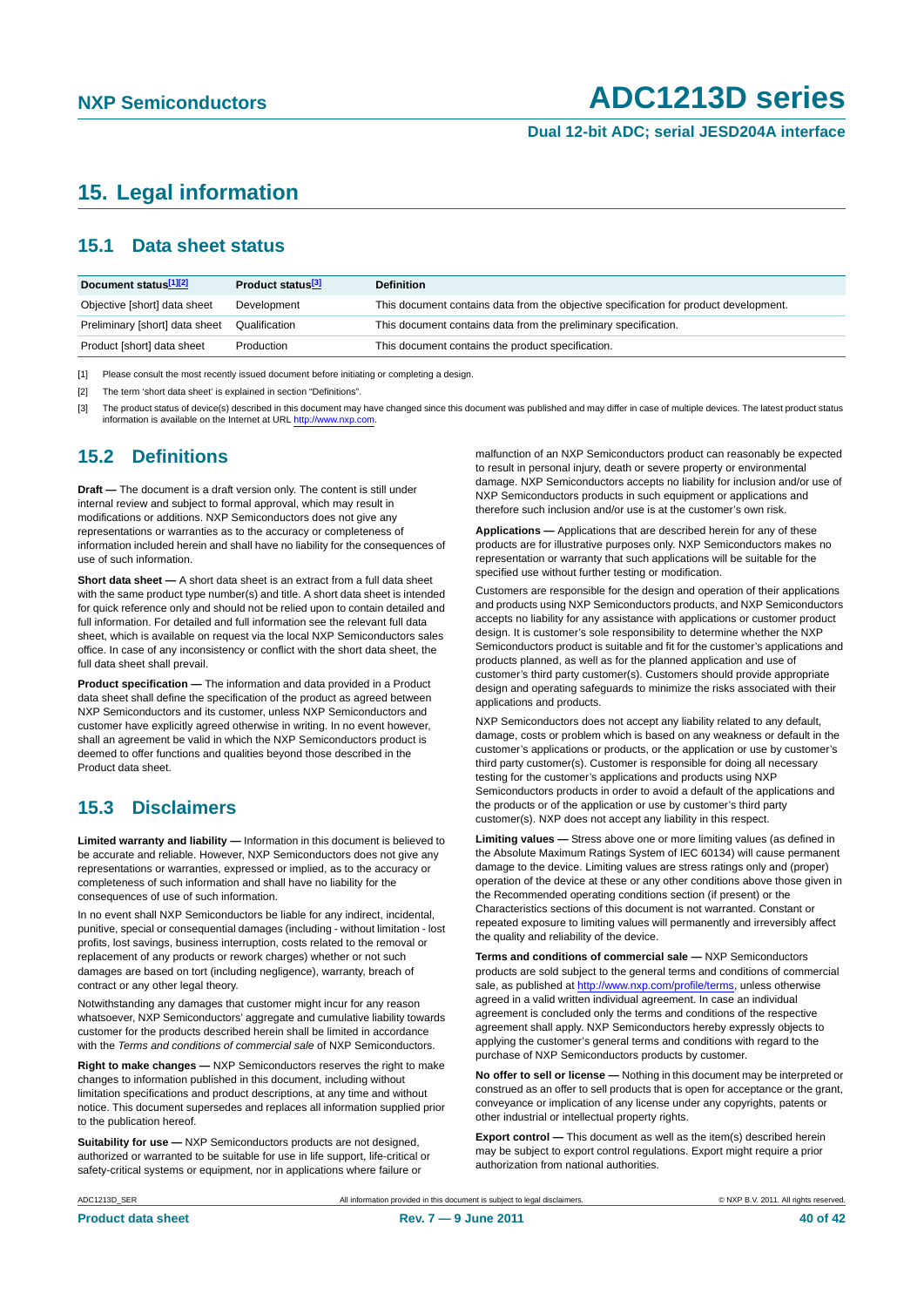# 15. Legal information

## 15.1 Data sheet status

| Document status[1][2] | Product status[3] | Definition |
|---|---|---|
| Objective [short] data sheet | Development | This document contains data from the objective specification for product development. |
| Preliminary [short] data sheet | Qualification | This document contains data from the preliminary specification. |
| Product [short] data sheet | Production | This document contains the product specification. |

[1] Please consult the most recently issued document before initiating or completing a design.

[2] The term 'short data sheet' is explained in section "Definitions".

[3] The product status of device(s) described in this document may have changed since this document was published and may differ in case of multiple devices. The latest product status information is available on the Internet at URL http://www.nxp.com.

## 15.2 Definitions

**Draft —** The document is a draft version only. The content is still under internal review and subject to formal approval, which may result in modifications or additions. NXP Semiconductors does not give any representations or warranties as to the accuracy or completeness of information included herein and shall have no liability for the consequences of use of such information.

**Short data sheet —** A short data sheet is an extract from a full data sheet with the same product type number(s) and title. A short data sheet is intended for quick reference only and should not be relied upon to contain detailed and full information. For detailed and full information see the relevant full data sheet, which is available on request via the local NXP Semiconductors sales office. In case of any inconsistency or conflict with the short data sheet, the full data sheet shall prevail.

**Product specification —** The information and data provided in a Product data sheet shall define the specification of the product as agreed between NXP Semiconductors and its customer, unless NXP Semiconductors and customer have explicitly agreed otherwise in writing. In no event however, shall an agreement be valid in which the NXP Semiconductors product is deemed to offer functions and qualities beyond those described in the Product data sheet.

## 15.3 Disclaimers

**Limited warranty and liability —** Information in this document is believed to be accurate and reliable. However, NXP Semiconductors does not give any representations or warranties, expressed or implied, as to the accuracy or completeness of such information and shall have no liability for the consequences of use of such information.

In no event shall NXP Semiconductors be liable for any indirect, incidental, punitive, special or consequential damages (including - without limitation - lost profits, lost savings, business interruption, costs related to the removal or replacement of any products or rework charges) whether or not such damages are based on tort (including negligence), warranty, breach of contract or any other legal theory.

Notwithstanding any damages that customer might incur for any reason whatsoever, NXP Semiconductors' aggregate and cumulative liability towards customer for the products described herein shall be limited in accordance with the *Terms and conditions of commercial sale* of NXP Semiconductors.

**Right to make changes —** NXP Semiconductors reserves the right to make changes to information published in this document, including without limitation specifications and product descriptions, at any time and without notice. This document supersedes and replaces all information supplied prior to the publication hereof.

**Suitability for use —** NXP Semiconductors products are not designed, authorized or warranted to be suitable for use in life support, life-critical or safety-critical systems or equipment, nor in applications where failure or malfunction of an NXP Semiconductors product can reasonably be expected to result in personal injury, death or severe property or environmental damage. NXP Semiconductors accepts no liability for inclusion and/or use of NXP Semiconductors products in such equipment or applications and therefore such inclusion and/or use is at the customer's own risk.

**Applications —** Applications that are described herein for any of these products are for illustrative purposes only. NXP Semiconductors makes no representation or warranty that such applications will be suitable for the specified use without further testing or modification.

Customers are responsible for the design and operation of their applications and products using NXP Semiconductors products, and NXP Semiconductors accepts no liability for any assistance with applications or customer product design. It is customer's sole responsibility to determine whether the NXP Semiconductors product is suitable and fit for the customer's applications and products planned, as well as for the planned application and use of customer's third party customer(s). Customers should provide appropriate design and operating safeguards to minimize the risks associated with their applications and products.

NXP Semiconductors does not accept any liability related to any default, damage, costs or problem which is based on any weakness or default in the customer's applications or products, or the application or use by customer's third party customer(s). Customer is responsible for doing all necessary testing for the customer's applications and products using NXP Semiconductors products in order to avoid a default of the applications and the products or of the application or use by customer's third party customer(s). NXP does not accept any liability in this respect.

**Limiting values —** Stress above one or more limiting values (as defined in the Absolute Maximum Ratings System of IEC 60134) will cause permanent damage to the device. Limiting values are stress ratings only and (proper) operation of the device at these or any other conditions above those given in the Recommended operating conditions section (if present) or the Characteristics sections of this document is not warranted. Constant or repeated exposure to limiting values will permanently and irreversibly affect the quality and reliability of the device.

**Terms and conditions of commercial sale —** NXP Semiconductors products are sold subject to the general terms and conditions of commercial sale, as published at http://www.nxp.com/profile/terms, unless otherwise agreed in a valid written individual agreement. In case an individual agreement is concluded only the terms and conditions of the respective agreement shall apply. NXP Semiconductors hereby expressly objects to applying the customer's general terms and conditions with regard to the purchase of NXP Semiconductors products by customer.

**No offer to sell or license —** Nothing in this document may be interpreted or construed as an offer to sell products that is open for acceptance or the grant, conveyance or implication of any license under any copyrights, patents or other industrial or intellectual property rights.

**Export control —** This document as well as the item(s) described herein may be subject to export control regulations. Export might require a prior authorization from national authorities.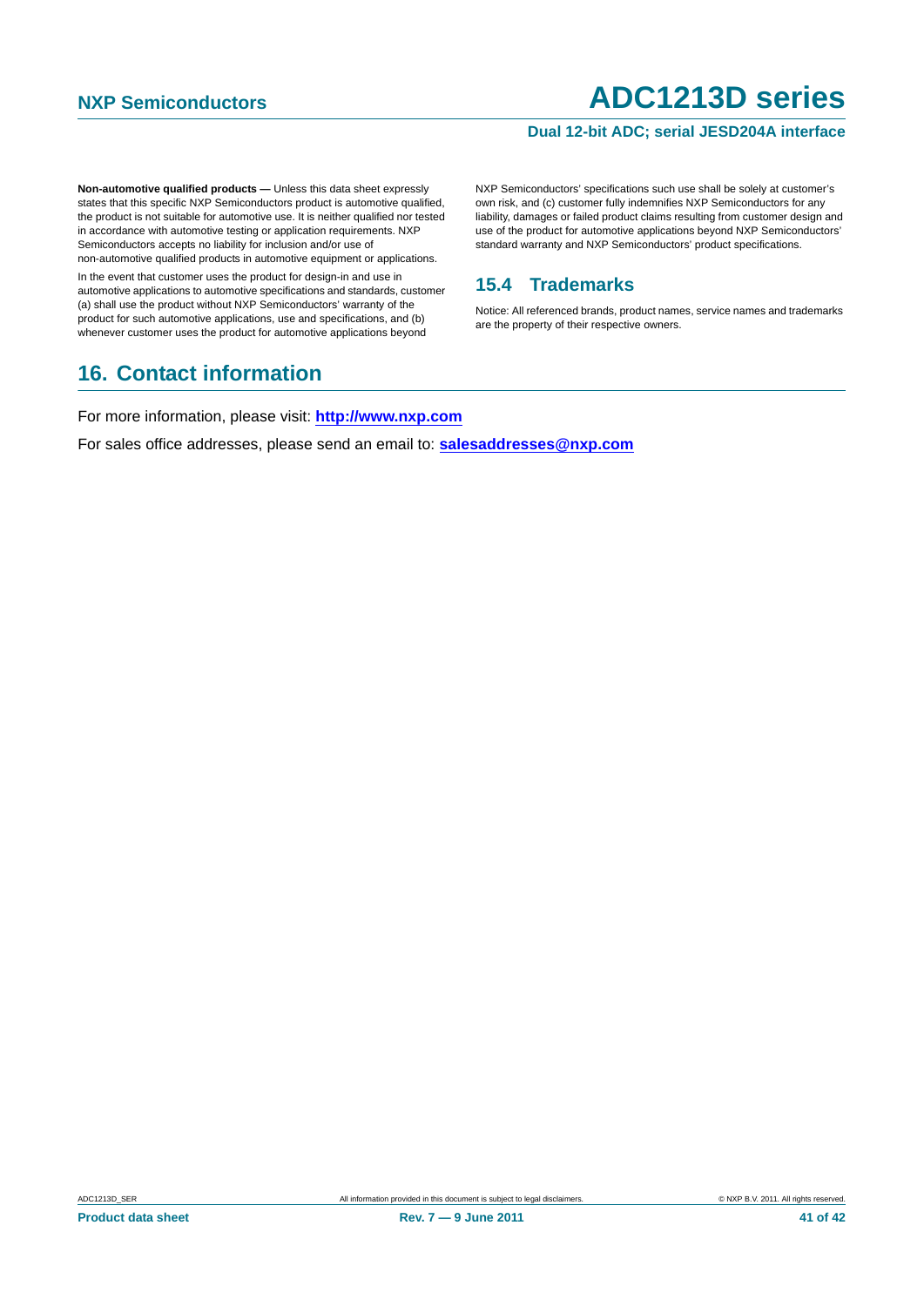**Non-automotive qualified products —** Unless this data sheet expressly states that this specific NXP Semiconductors product is automotive qualified, the product is not suitable for automotive use. It is neither qualified nor tested in accordance with automotive testing or application requirements. NXP Semiconductors accepts no liability for inclusion and/or use of non-automotive qualified products in automotive equipment or applications.

In the event that customer uses the product for design-in and use in automotive applications to automotive specifications and standards, customer (a) shall use the product without NXP Semiconductors' warranty of the product for such automotive applications, use and specifications, and (b) whenever customer uses the product for automotive applications beyond NXP Semiconductors' specifications such use shall be solely at customer's own risk, and (c) customer fully indemnifies NXP Semiconductors for any liability, damages or failed product claims resulting from customer design and use of the product for automotive applications beyond NXP Semiconductors' standard warranty and NXP Semiconductors' product specifications.

### 15.4 Trademarks

Notice: All referenced brands, product names, service names and trademarks are the property of their respective owners.

## 16. Contact information

For more information, please visit: **http://www.nxp.com**

For sales office addresses, please send an email to: **salesaddresses@nxp.com**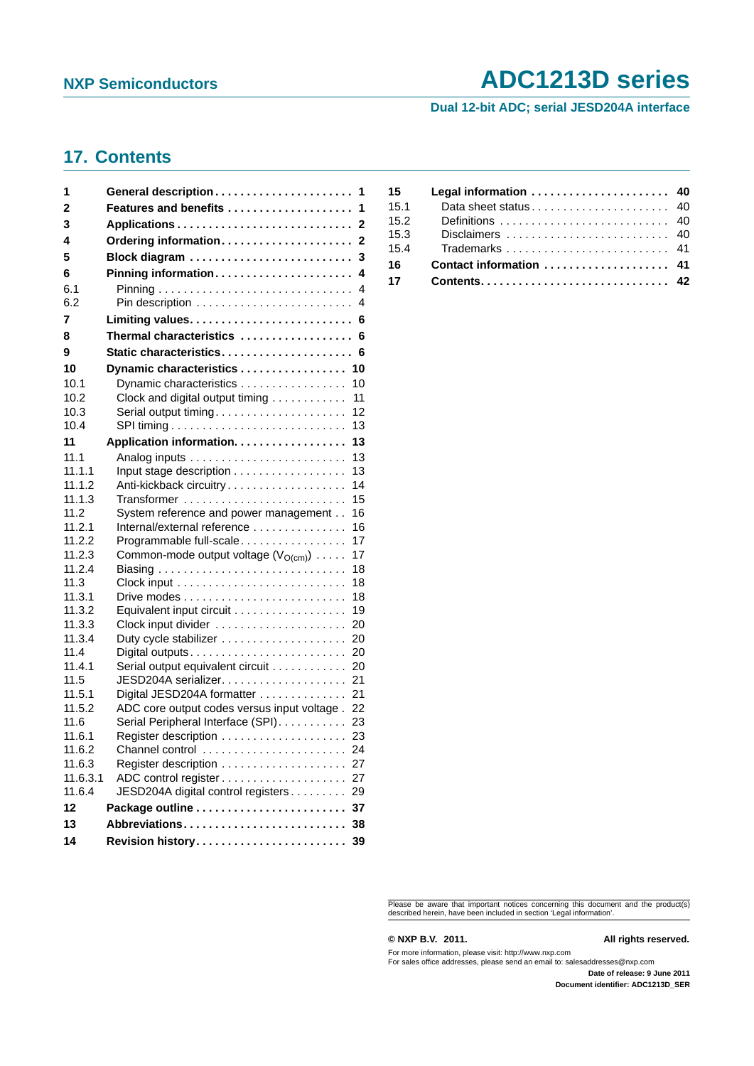## 17. Contents

| | | |
|---|---|---|
| **1** | **General description** | **1** |
| **2** | **Features and benefits** | **1** |
| **3** | **Applications** | **2** |
| **4** | **Ordering information** | **2** |
| **5** | **Block diagram** | **3** |
| **6** | **Pinning information** | **4** |
| 6.1 | Pinning | 4 |
| 6.2 | Pin description | 4 |
| **7** | **Limiting values** | **6** |
| **8** | **Thermal characteristics** | **6** |
| **9** | **Static characteristics** | **6** |
| **10** | **Dynamic characteristics** | **10** |
| 10.1 | Dynamic characteristics | 10 |
| 10.2 | Clock and digital output timing | 11 |
| 10.3 | Serial output timing | 12 |
| 10.4 | SPI timing | 13 |
| **11** | **Application information** | **13** |
| 11.1 | Analog inputs | 13 |
| 11.1.1 | Input stage description | 13 |
| 11.1.2 | Anti-kickback circuitry | 14 |
| 11.1.3 | Transformer | 15 |
| 11.2 | System reference and power management | 16 |
| 11.2.1 | Internal/external reference | 16 |
| 11.2.2 | Programmable full-scale | 17 |
| 11.2.3 | Common-mode output voltage ($V_{O(cm)}$) | 17 |
| 11.2.4 | Biasing | 18 |
| 11.3 | Clock input | 18 |
| 11.3.1 | Drive modes | 18 |
| 11.3.2 | Equivalent input circuit | 19 |
| 11.3.3 | Clock input divider | 20 |
| 11.3.4 | Duty cycle stabilizer | 20 |
| 11.4 | Digital outputs | 20 |
| 11.4.1 | Serial output equivalent circuit | 20 |
| 11.5 | JESD204A serializer | 21 |
| 11.5.1 | Digital JESD204A formatter | 21 |
| 11.5.2 | ADC core output codes versus input voltage | 22 |
| 11.6 | Serial Peripheral Interface (SPI) | 23 |
| 11.6.1 | Register description | 23 |
| 11.6.2 | Channel control | 24 |
| 11.6.3 | Register description | 27 |
| 11.6.3.1 | ADC control register | 27 |
| 11.6.4 | JESD204A digital control registers | 29 |
| **12** | **Package outline** | **37** |
| **13** | **Abbreviations** | **38** |
| **14** | **Revision history** | **39** |
| **15** | **Legal information** | **40** |
| 15.1 | Data sheet status | 40 |
| 15.2 | Definitions | 40 |
| 15.3 | Disclaimers | 40 |
| 15.4 | Trademarks | 41 |
| **16** | **Contact information** | **41** |
| **17** | **Contents** | **42** |

Please be aware that important notices concerning this document and the product(s) described herein, have been included in section 'Legal information'.

**© NXP B.V. 2011. All rights reserved.**

For more information, please visit: http://www.nxp.com
For sales office addresses, please send an email to: salesaddresses@nxp.com

**Date of release: 9 June 2011**
**Document identifier: ADC1213D_SER**